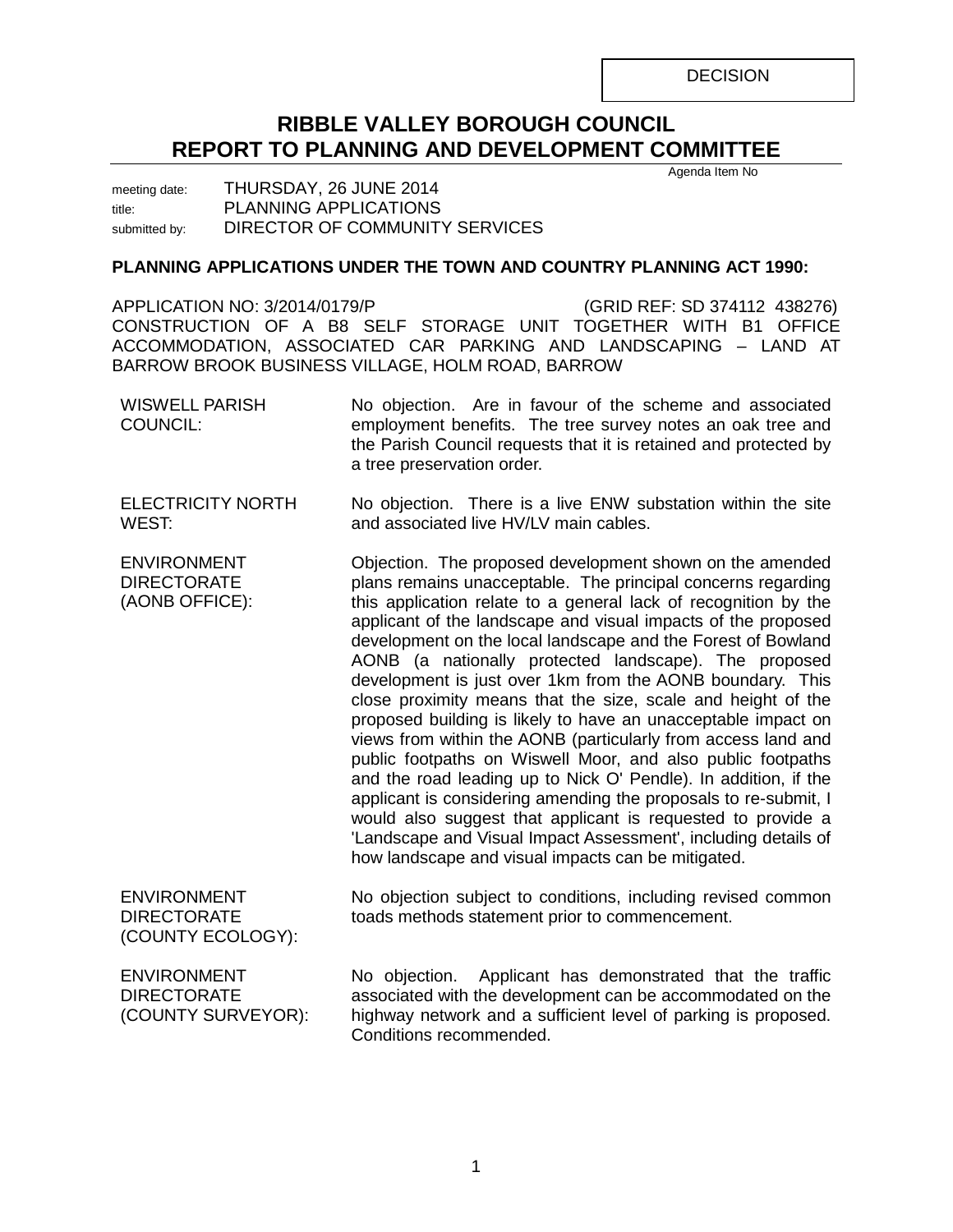DECISION

# RIBBLE VALLEY BOROUGH COUNCIL
## REPORT TO PLANNING AND DEVELOPMENT COMMITTEE

Agenda Item No

meeting date: THURSDAY, 26 JUNE 2014
title: PLANNING APPLICATIONS
submitted by: DIRECTOR OF COMMUNITY SERVICES

**PLANNING APPLICATIONS UNDER THE TOWN AND COUNTRY PLANNING ACT 1990:**

APPLICATION NO: 3/2014/0179/P (GRID REF: SD 374112 438276)
CONSTRUCTION OF A B8 SELF STORAGE UNIT TOGETHER WITH B1 OFFICE ACCOMMODATION, ASSOCIATED CAR PARKING AND LANDSCAPING – LAND AT BARROW BROOK BUSINESS VILLAGE, HOLM ROAD, BARROW

| | |
|---|---|
| WISWELL PARISH COUNCIL: | No objection. Are in favour of the scheme and associated employment benefits. The tree survey notes an oak tree and the Parish Council requests that it is retained and protected by a tree preservation order. |
| ELECTRICITY NORTH WEST: | No objection. There is a live ENW substation within the site and associated live HV/LV main cables. |
| ENVIRONMENT DIRECTORATE (AONB OFFICE): | Objection. The proposed development shown on the amended plans remains unacceptable. The principal concerns regarding this application relate to a general lack of recognition by the applicant of the landscape and visual impacts of the proposed development on the local landscape and the Forest of Bowland AONB (a nationally protected landscape). The proposed development is just over 1km from the AONB boundary. This close proximity means that the size, scale and height of the proposed building is likely to have an unacceptable impact on views from within the AONB (particularly from access land and public footpaths on Wiswell Moor, and also public footpaths and the road leading up to Nick O' Pendle). In addition, if the applicant is considering amending the proposals to re-submit, I would also suggest that applicant is requested to provide a 'Landscape and Visual Impact Assessment', including details of how landscape and visual impacts can be mitigated. |
| ENVIRONMENT DIRECTORATE (COUNTY ECOLOGY): | No objection subject to conditions, including revised common toads methods statement prior to commencement. |
| ENVIRONMENT DIRECTORATE (COUNTY SURVEYOR): | No objection. Applicant has demonstrated that the traffic associated with the development can be accommodated on the highway network and a sufficient level of parking is proposed. Conditions recommended. |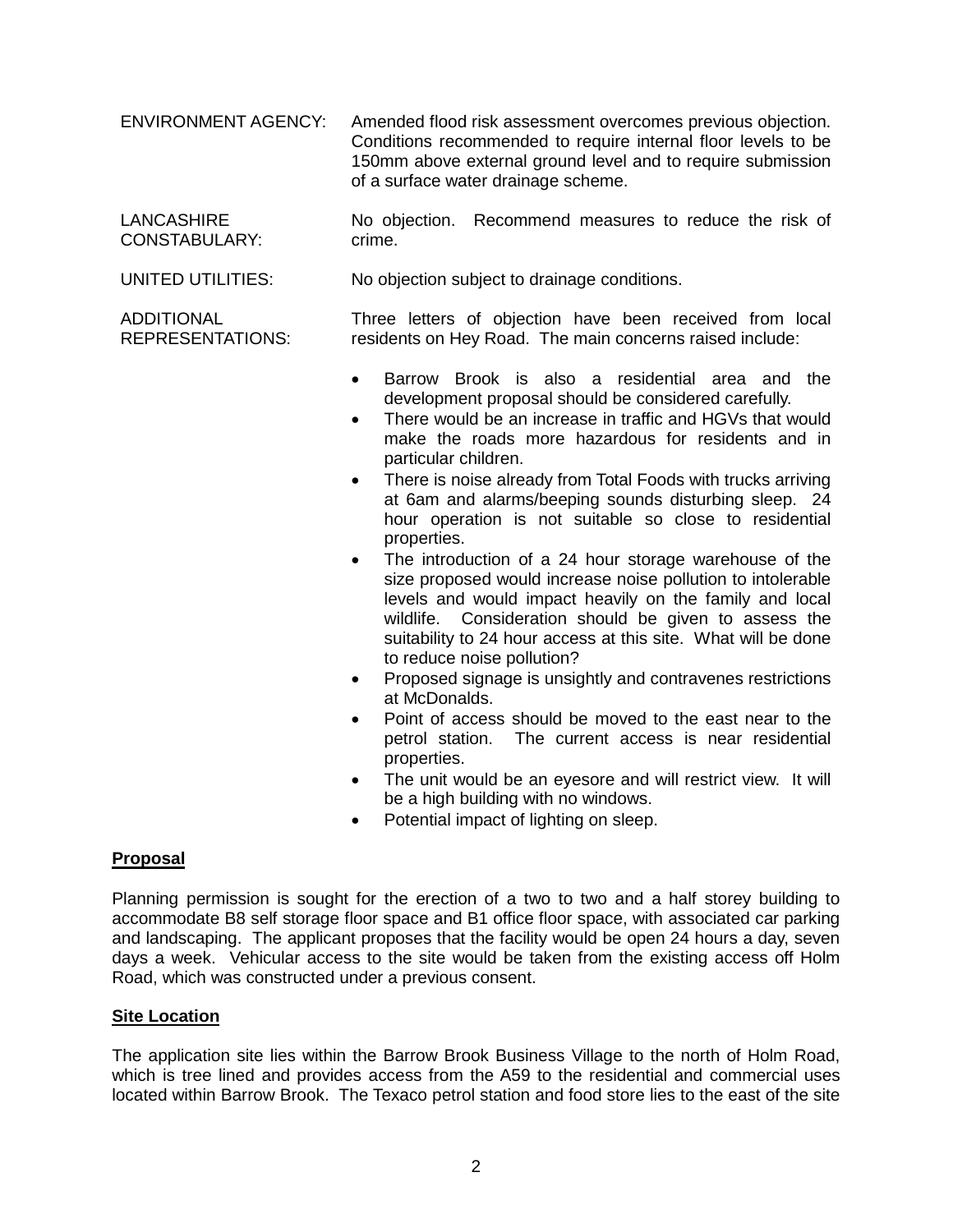| | |
|---|---|
| ENVIRONMENT AGENCY: | Amended flood risk assessment overcomes previous objection. Conditions recommended to require internal floor levels to be 150mm above external ground level and to require submission of a surface water drainage scheme. |
| LANCASHIRE CONSTABULARY: | No objection. Recommend measures to reduce the risk of crime. |
| UNITED UTILITIES: | No objection subject to drainage conditions. |
| ADDITIONAL REPRESENTATIONS: | Three letters of objection have been received from local residents on Hey Road. The main concerns raised include: |

- Barrow Brook is also a residential area and the development proposal should be considered carefully.
- There would be an increase in traffic and HGVs that would make the roads more hazardous for residents and in particular children.
- There is noise already from Total Foods with trucks arriving at 6am and alarms/beeping sounds disturbing sleep. 24 hour operation is not suitable so close to residential properties.
- The introduction of a 24 hour storage warehouse of the size proposed would increase noise pollution to intolerable levels and would impact heavily on the family and local wildlife. Consideration should be given to assess the suitability to 24 hour access at this site. What will be done to reduce noise pollution?
- Proposed signage is unsightly and contravenes restrictions at McDonalds.
- Point of access should be moved to the east near to the petrol station. The current access is near residential properties.
- The unit would be an eyesore and will restrict view. It will be a high building with no windows.
- Potential impact of lighting on sleep.

**Proposal**

Planning permission is sought for the erection of a two to two and a half storey building to accommodate B8 self storage floor space and B1 office floor space, with associated car parking and landscaping. The applicant proposes that the facility would be open 24 hours a day, seven days a week. Vehicular access to the site would be taken from the existing access off Holm Road, which was constructed under a previous consent.

**Site Location**

The application site lies within the Barrow Brook Business Village to the north of Holm Road, which is tree lined and provides access from the A59 to the residential and commercial uses located within Barrow Brook. The Texaco petrol station and food store lies to the east of the site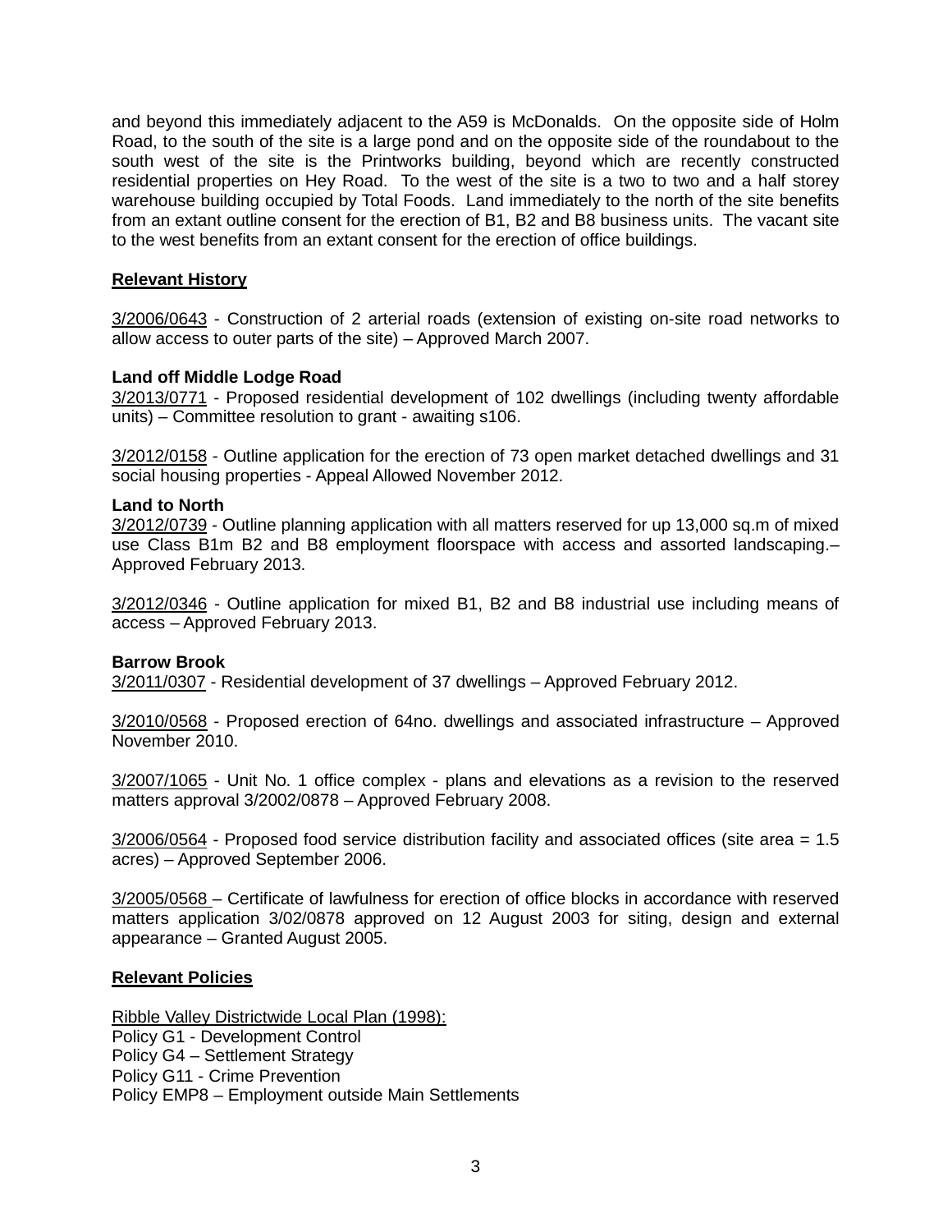and beyond this immediately adjacent to the A59 is McDonalds. On the opposite side of Holm Road, to the south of the site is a large pond and on the opposite side of the roundabout to the south west of the site is the Printworks building, beyond which are recently constructed residential properties on Hey Road. To the west of the site is a two to two and a half storey warehouse building occupied by Total Foods. Land immediately to the north of the site benefits from an extant outline consent for the erection of B1, B2 and B8 business units. The vacant site to the west benefits from an extant consent for the erection of office buildings.

**Relevant History**

3/2006/0643 - Construction of 2 arterial roads (extension of existing on-site road networks to allow access to outer parts of the site) – Approved March 2007.

**Land off Middle Lodge Road**

3/2013/0771 - Proposed residential development of 102 dwellings (including twenty affordable units) – Committee resolution to grant - awaiting s106.

3/2012/0158 - Outline application for the erection of 73 open market detached dwellings and 31 social housing properties - Appeal Allowed November 2012.

**Land to North**

3/2012/0739 - Outline planning application with all matters reserved for up 13,000 sq.m of mixed use Class B1m B2 and B8 employment floorspace with access and assorted landscaping.– Approved February 2013.

3/2012/0346 - Outline application for mixed B1, B2 and B8 industrial use including means of access – Approved February 2013.

**Barrow Brook**

3/2011/0307 - Residential development of 37 dwellings – Approved February 2012.

3/2010/0568 - Proposed erection of 64no. dwellings and associated infrastructure – Approved November 2010.

3/2007/1065 - Unit No. 1 office complex - plans and elevations as a revision to the reserved matters approval 3/2002/0878 – Approved February 2008.

3/2006/0564 - Proposed food service distribution facility and associated offices (site area = 1.5 acres) – Approved September 2006.

3/2005/0568 – Certificate of lawfulness for erection of office blocks in accordance with reserved matters application 3/02/0878 approved on 12 August 2003 for siting, design and external appearance – Granted August 2005.

**Relevant Policies**

Ribble Valley Districtwide Local Plan (1998):
Policy G1 - Development Control
Policy G4 – Settlement Strategy
Policy G11 - Crime Prevention
Policy EMP8 – Employment outside Main Settlements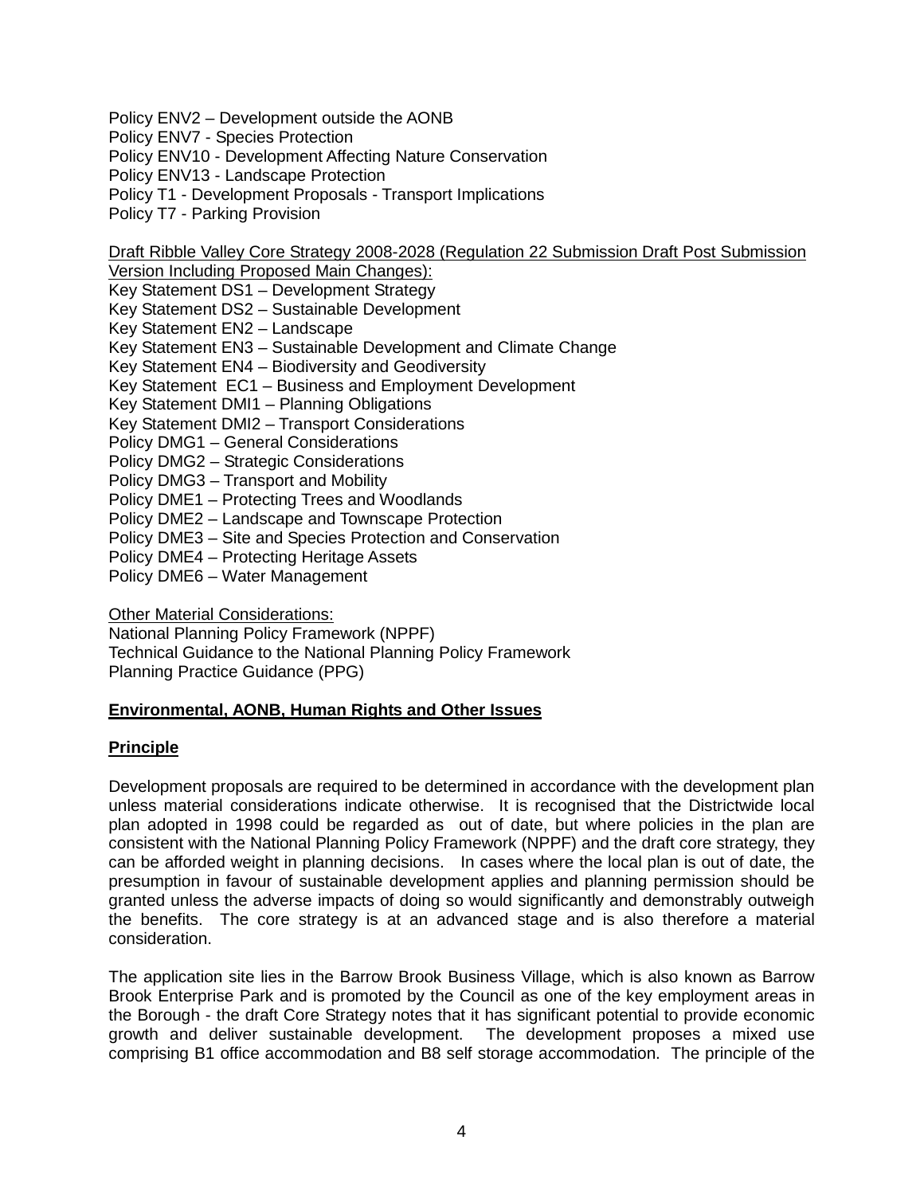Policy ENV2 – Development outside the AONB
Policy ENV7 - Species Protection
Policy ENV10 - Development Affecting Nature Conservation
Policy ENV13 - Landscape Protection
Policy T1 - Development Proposals - Transport Implications
Policy T7 - Parking Provision

Draft Ribble Valley Core Strategy 2008-2028 (Regulation 22 Submission Draft Post Submission Version Including Proposed Main Changes):
Key Statement DS1 – Development Strategy
Key Statement DS2 – Sustainable Development
Key Statement EN2 – Landscape
Key Statement EN3 – Sustainable Development and Climate Change
Key Statement EN4 – Biodiversity and Geodiversity
Key Statement EC1 – Business and Employment Development
Key Statement DMI1 – Planning Obligations
Key Statement DMI2 – Transport Considerations
Policy DMG1 – General Considerations
Policy DMG2 – Strategic Considerations
Policy DMG3 – Transport and Mobility
Policy DME1 – Protecting Trees and Woodlands
Policy DME2 – Landscape and Townscape Protection
Policy DME3 – Site and Species Protection and Conservation
Policy DME4 – Protecting Heritage Assets
Policy DME6 – Water Management

Other Material Considerations:
National Planning Policy Framework (NPPF)
Technical Guidance to the National Planning Policy Framework
Planning Practice Guidance (PPG)

**Environmental, AONB, Human Rights and Other Issues**

**Principle**

Development proposals are required to be determined in accordance with the development plan unless material considerations indicate otherwise. It is recognised that the Districtwide local plan adopted in 1998 could be regarded as out of date, but where policies in the plan are consistent with the National Planning Policy Framework (NPPF) and the draft core strategy, they can be afforded weight in planning decisions. In cases where the local plan is out of date, the presumption in favour of sustainable development applies and planning permission should be granted unless the adverse impacts of doing so would significantly and demonstrably outweigh the benefits. The core strategy is at an advanced stage and is also therefore a material consideration.

The application site lies in the Barrow Brook Business Village, which is also known as Barrow Brook Enterprise Park and is promoted by the Council as one of the key employment areas in the Borough - the draft Core Strategy notes that it has significant potential to provide economic growth and deliver sustainable development. The development proposes a mixed use comprising B1 office accommodation and B8 self storage accommodation. The principle of the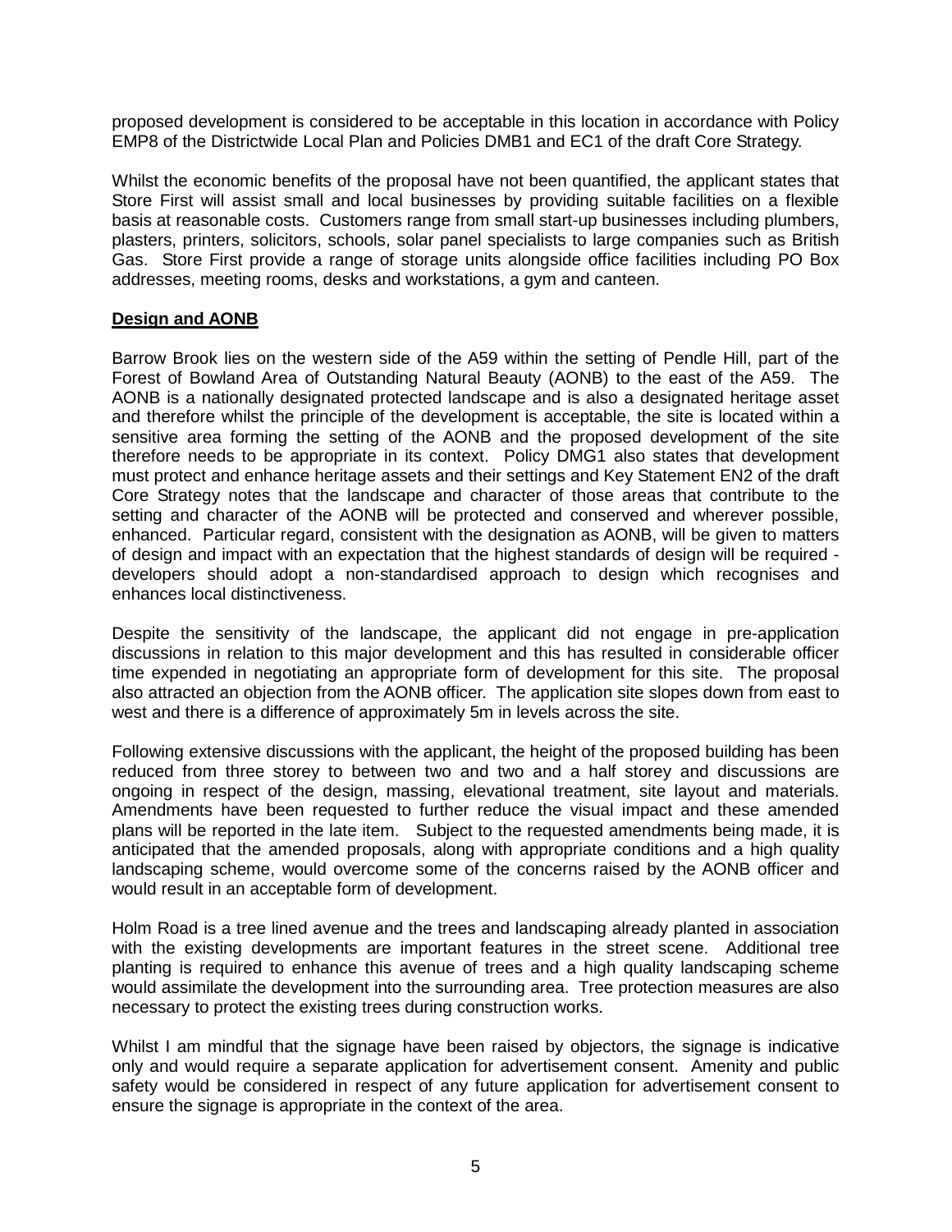proposed development is considered to be acceptable in this location in accordance with Policy EMP8 of the Districtwide Local Plan and Policies DMB1 and EC1 of the draft Core Strategy.

Whilst the economic benefits of the proposal have not been quantified, the applicant states that Store First will assist small and local businesses by providing suitable facilities on a flexible basis at reasonable costs. Customers range from small start-up businesses including plumbers, plasters, printers, solicitors, schools, solar panel specialists to large companies such as British Gas. Store First provide a range of storage units alongside office facilities including PO Box addresses, meeting rooms, desks and workstations, a gym and canteen.

**Design and AONB**

Barrow Brook lies on the western side of the A59 within the setting of Pendle Hill, part of the Forest of Bowland Area of Outstanding Natural Beauty (AONB) to the east of the A59. The AONB is a nationally designated protected landscape and is also a designated heritage asset and therefore whilst the principle of the development is acceptable, the site is located within a sensitive area forming the setting of the AONB and the proposed development of the site therefore needs to be appropriate in its context. Policy DMG1 also states that development must protect and enhance heritage assets and their settings and Key Statement EN2 of the draft Core Strategy notes that the landscape and character of those areas that contribute to the setting and character of the AONB will be protected and conserved and wherever possible, enhanced. Particular regard, consistent with the designation as AONB, will be given to matters of design and impact with an expectation that the highest standards of design will be required - developers should adopt a non-standardised approach to design which recognises and enhances local distinctiveness.

Despite the sensitivity of the landscape, the applicant did not engage in pre-application discussions in relation to this major development and this has resulted in considerable officer time expended in negotiating an appropriate form of development for this site. The proposal also attracted an objection from the AONB officer. The application site slopes down from east to west and there is a difference of approximately 5m in levels across the site.

Following extensive discussions with the applicant, the height of the proposed building has been reduced from three storey to between two and two and a half storey and discussions are ongoing in respect of the design, massing, elevational treatment, site layout and materials. Amendments have been requested to further reduce the visual impact and these amended plans will be reported in the late item. Subject to the requested amendments being made, it is anticipated that the amended proposals, along with appropriate conditions and a high quality landscaping scheme, would overcome some of the concerns raised by the AONB officer and would result in an acceptable form of development.

Holm Road is a tree lined avenue and the trees and landscaping already planted in association with the existing developments are important features in the street scene. Additional tree planting is required to enhance this avenue of trees and a high quality landscaping scheme would assimilate the development into the surrounding area. Tree protection measures are also necessary to protect the existing trees during construction works.

Whilst I am mindful that the signage have been raised by objectors, the signage is indicative only and would require a separate application for advertisement consent. Amenity and public safety would be considered in respect of any future application for advertisement consent to ensure the signage is appropriate in the context of the area.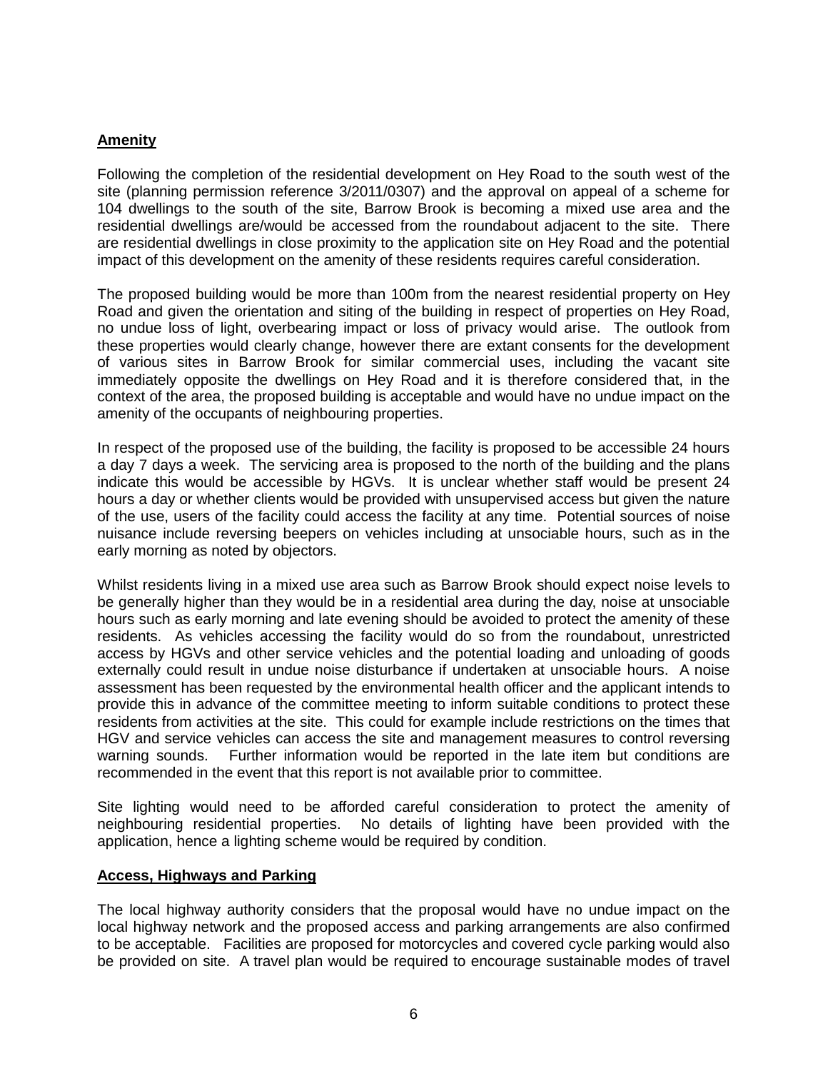**Amenity**

Following the completion of the residential development on Hey Road to the south west of the site (planning permission reference 3/2011/0307) and the approval on appeal of a scheme for 104 dwellings to the south of the site, Barrow Brook is becoming a mixed use area and the residential dwellings are/would be accessed from the roundabout adjacent to the site. There are residential dwellings in close proximity to the application site on Hey Road and the potential impact of this development on the amenity of these residents requires careful consideration.

The proposed building would be more than 100m from the nearest residential property on Hey Road and given the orientation and siting of the building in respect of properties on Hey Road, no undue loss of light, overbearing impact or loss of privacy would arise. The outlook from these properties would clearly change, however there are extant consents for the development of various sites in Barrow Brook for similar commercial uses, including the vacant site immediately opposite the dwellings on Hey Road and it is therefore considered that, in the context of the area, the proposed building is acceptable and would have no undue impact on the amenity of the occupants of neighbouring properties.

In respect of the proposed use of the building, the facility is proposed to be accessible 24 hours a day 7 days a week. The servicing area is proposed to the north of the building and the plans indicate this would be accessible by HGVs. It is unclear whether staff would be present 24 hours a day or whether clients would be provided with unsupervised access but given the nature of the use, users of the facility could access the facility at any time. Potential sources of noise nuisance include reversing beepers on vehicles including at unsociable hours, such as in the early morning as noted by objectors.

Whilst residents living in a mixed use area such as Barrow Brook should expect noise levels to be generally higher than they would be in a residential area during the day, noise at unsociable hours such as early morning and late evening should be avoided to protect the amenity of these residents. As vehicles accessing the facility would do so from the roundabout, unrestricted access by HGVs and other service vehicles and the potential loading and unloading of goods externally could result in undue noise disturbance if undertaken at unsociable hours. A noise assessment has been requested by the environmental health officer and the applicant intends to provide this in advance of the committee meeting to inform suitable conditions to protect these residents from activities at the site. This could for example include restrictions on the times that HGV and service vehicles can access the site and management measures to control reversing warning sounds. Further information would be reported in the late item but conditions are recommended in the event that this report is not available prior to committee.

Site lighting would need to be afforded careful consideration to protect the amenity of neighbouring residential properties. No details of lighting have been provided with the application, hence a lighting scheme would be required by condition.

**Access, Highways and Parking**

The local highway authority considers that the proposal would have no undue impact on the local highway network and the proposed access and parking arrangements are also confirmed to be acceptable. Facilities are proposed for motorcycles and covered cycle parking would also be provided on site. A travel plan would be required to encourage sustainable modes of travel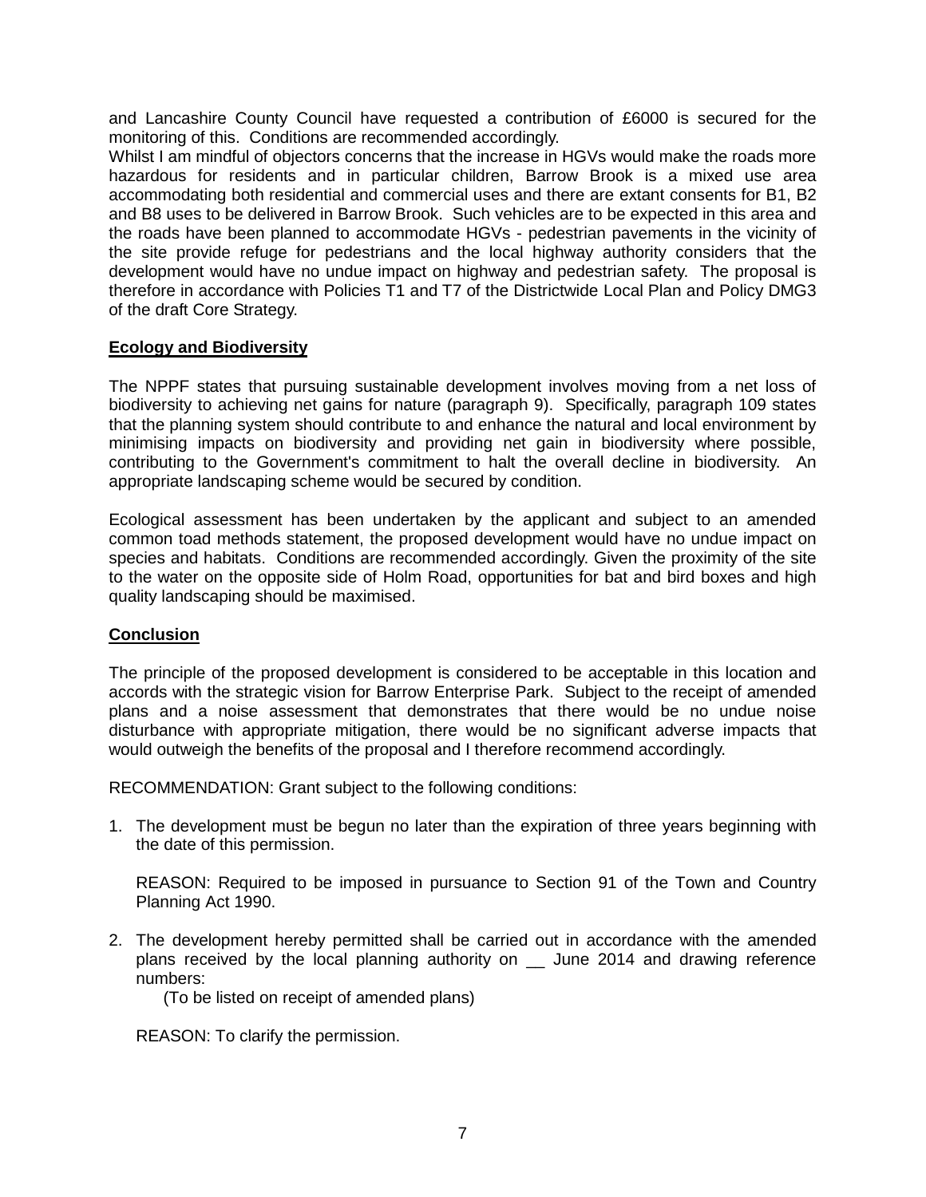and Lancashire County Council have requested a contribution of £6000 is secured for the monitoring of this. Conditions are recommended accordingly.

Whilst I am mindful of objectors concerns that the increase in HGVs would make the roads more hazardous for residents and in particular children, Barrow Brook is a mixed use area accommodating both residential and commercial uses and there are extant consents for B1, B2 and B8 uses to be delivered in Barrow Brook. Such vehicles are to be expected in this area and the roads have been planned to accommodate HGVs - pedestrian pavements in the vicinity of the site provide refuge for pedestrians and the local highway authority considers that the development would have no undue impact on highway and pedestrian safety. The proposal is therefore in accordance with Policies T1 and T7 of the Districtwide Local Plan and Policy DMG3 of the draft Core Strategy.

**Ecology and Biodiversity**

The NPPF states that pursuing sustainable development involves moving from a net loss of biodiversity to achieving net gains for nature (paragraph 9). Specifically, paragraph 109 states that the planning system should contribute to and enhance the natural and local environment by minimising impacts on biodiversity and providing net gain in biodiversity where possible, contributing to the Government's commitment to halt the overall decline in biodiversity. An appropriate landscaping scheme would be secured by condition.

Ecological assessment has been undertaken by the applicant and subject to an amended common toad methods statement, the proposed development would have no undue impact on species and habitats. Conditions are recommended accordingly. Given the proximity of the site to the water on the opposite side of Holm Road, opportunities for bat and bird boxes and high quality landscaping should be maximised.

**Conclusion**

The principle of the proposed development is considered to be acceptable in this location and accords with the strategic vision for Barrow Enterprise Park. Subject to the receipt of amended plans and a noise assessment that demonstrates that there would be no undue noise disturbance with appropriate mitigation, there would be no significant adverse impacts that would outweigh the benefits of the proposal and I therefore recommend accordingly.

RECOMMENDATION: Grant subject to the following conditions:

1. The development must be begun no later than the expiration of three years beginning with the date of this permission.

   REASON: Required to be imposed in pursuance to Section 91 of the Town and Country Planning Act 1990.

2. The development hereby permitted shall be carried out in accordance with the amended plans received by the local planning authority on __ June 2014 and drawing reference numbers:
   (To be listed on receipt of amended plans)

   REASON: To clarify the permission.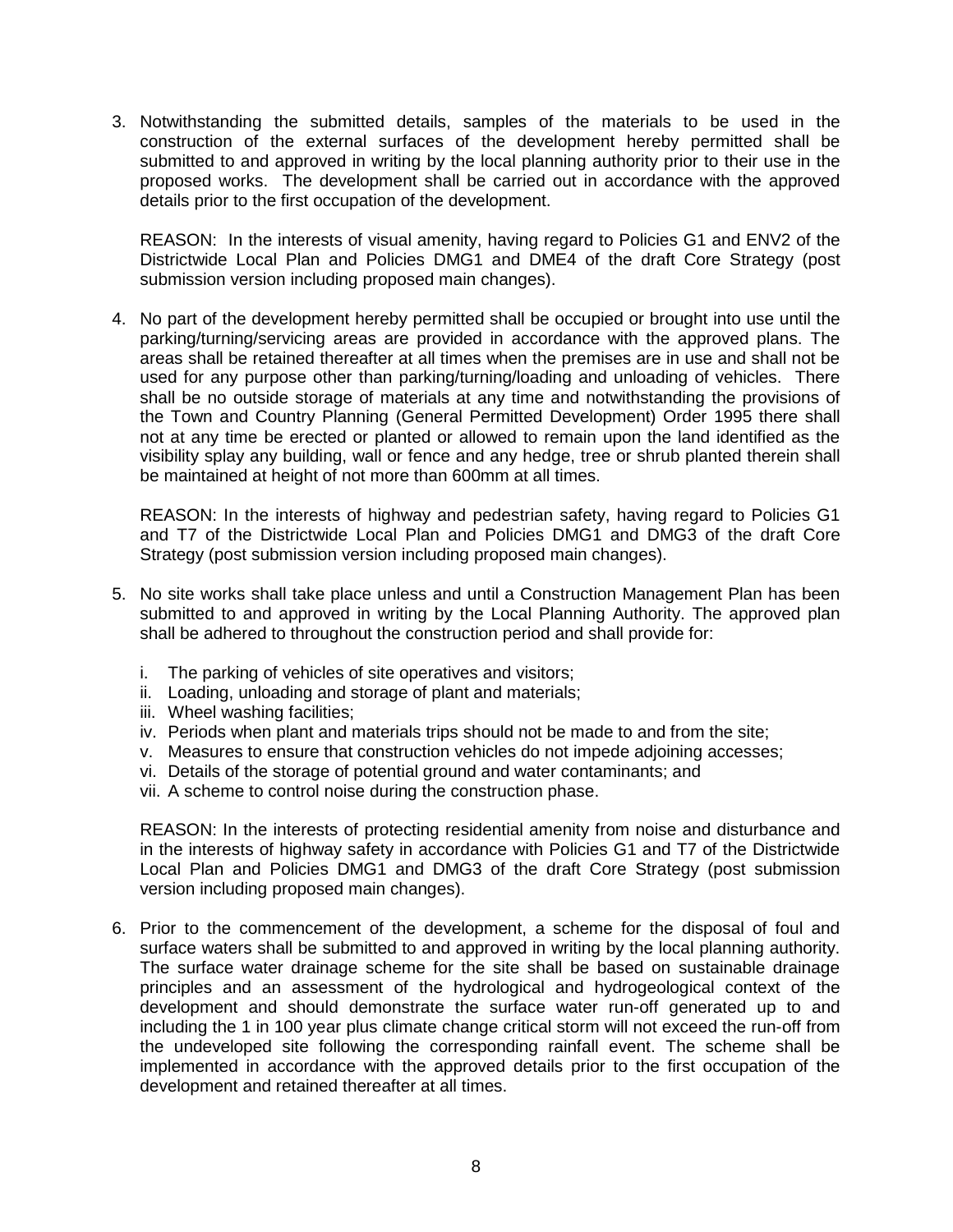3. Notwithstanding the submitted details, samples of the materials to be used in the construction of the external surfaces of the development hereby permitted shall be submitted to and approved in writing by the local planning authority prior to their use in the proposed works. The development shall be carried out in accordance with the approved details prior to the first occupation of the development.

   REASON: In the interests of visual amenity, having regard to Policies G1 and ENV2 of the Districtwide Local Plan and Policies DMG1 and DME4 of the draft Core Strategy (post submission version including proposed main changes).

4. No part of the development hereby permitted shall be occupied or brought into use until the parking/turning/servicing areas are provided in accordance with the approved plans. The areas shall be retained thereafter at all times when the premises are in use and shall not be used for any purpose other than parking/turning/loading and unloading of vehicles. There shall be no outside storage of materials at any time and notwithstanding the provisions of the Town and Country Planning (General Permitted Development) Order 1995 there shall not at any time be erected or planted or allowed to remain upon the land identified as the visibility splay any building, wall or fence and any hedge, tree or shrub planted therein shall be maintained at height of not more than 600mm at all times.

   REASON: In the interests of highway and pedestrian safety, having regard to Policies G1 and T7 of the Districtwide Local Plan and Policies DMG1 and DMG3 of the draft Core Strategy (post submission version including proposed main changes).

5. No site works shall take place unless and until a Construction Management Plan has been submitted to and approved in writing by the Local Planning Authority. The approved plan shall be adhered to throughout the construction period and shall provide for:

   i. The parking of vehicles of site operatives and visitors;
   ii. Loading, unloading and storage of plant and materials;
   iii. Wheel washing facilities;
   iv. Periods when plant and materials trips should not be made to and from the site;
   v. Measures to ensure that construction vehicles do not impede adjoining accesses;
   vi. Details of the storage of potential ground and water contaminants; and
   vii. A scheme to control noise during the construction phase.

   REASON: In the interests of protecting residential amenity from noise and disturbance and in the interests of highway safety in accordance with Policies G1 and T7 of the Districtwide Local Plan and Policies DMG1 and DMG3 of the draft Core Strategy (post submission version including proposed main changes).

6. Prior to the commencement of the development, a scheme for the disposal of foul and surface waters shall be submitted to and approved in writing by the local planning authority. The surface water drainage scheme for the site shall be based on sustainable drainage principles and an assessment of the hydrological and hydrogeological context of the development and should demonstrate the surface water run-off generated up to and including the 1 in 100 year plus climate change critical storm will not exceed the run-off from the undeveloped site following the corresponding rainfall event. The scheme shall be implemented in accordance with the approved details prior to the first occupation of the development and retained thereafter at all times.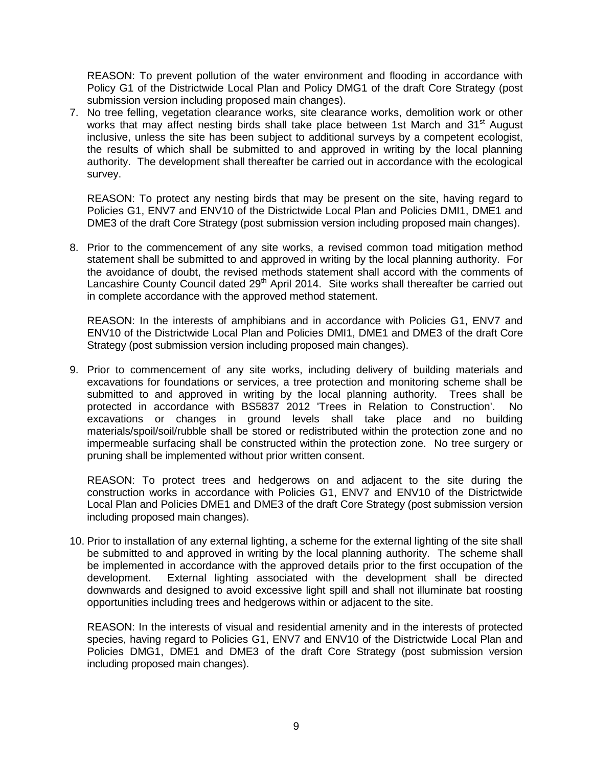REASON: To prevent pollution of the water environment and flooding in accordance with Policy G1 of the Districtwide Local Plan and Policy DMG1 of the draft Core Strategy (post submission version including proposed main changes).

7. No tree felling, vegetation clearance works, site clearance works, demolition work or other works that may affect nesting birds shall take place between 1st March and 31st August inclusive, unless the site has been subject to additional surveys by a competent ecologist, the results of which shall be submitted to and approved in writing by the local planning authority. The development shall thereafter be carried out in accordance with the ecological survey.

   REASON: To protect any nesting birds that may be present on the site, having regard to Policies G1, ENV7 and ENV10 of the Districtwide Local Plan and Policies DMI1, DME1 and DME3 of the draft Core Strategy (post submission version including proposed main changes).

8. Prior to the commencement of any site works, a revised common toad mitigation method statement shall be submitted to and approved in writing by the local planning authority. For the avoidance of doubt, the revised methods statement shall accord with the comments of Lancashire County Council dated 29th April 2014. Site works shall thereafter be carried out in complete accordance with the approved method statement.

   REASON: In the interests of amphibians and in accordance with Policies G1, ENV7 and ENV10 of the Districtwide Local Plan and Policies DMI1, DME1 and DME3 of the draft Core Strategy (post submission version including proposed main changes).

9. Prior to commencement of any site works, including delivery of building materials and excavations for foundations or services, a tree protection and monitoring scheme shall be submitted to and approved in writing by the local planning authority. Trees shall be protected in accordance with BS5837 2012 'Trees in Relation to Construction'. No excavations or changes in ground levels shall take place and no building materials/spoil/soil/rubble shall be stored or redistributed within the protection zone and no impermeable surfacing shall be constructed within the protection zone. No tree surgery or pruning shall be implemented without prior written consent.

   REASON: To protect trees and hedgerows on and adjacent to the site during the construction works in accordance with Policies G1, ENV7 and ENV10 of the Districtwide Local Plan and Policies DME1 and DME3 of the draft Core Strategy (post submission version including proposed main changes).

10. Prior to installation of any external lighting, a scheme for the external lighting of the site shall be submitted to and approved in writing by the local planning authority. The scheme shall be implemented in accordance with the approved details prior to the first occupation of the development. External lighting associated with the development shall be directed downwards and designed to avoid excessive light spill and shall not illuminate bat roosting opportunities including trees and hedgerows within or adjacent to the site.

    REASON: In the interests of visual and residential amenity and in the interests of protected species, having regard to Policies G1, ENV7 and ENV10 of the Districtwide Local Plan and Policies DMG1, DME1 and DME3 of the draft Core Strategy (post submission version including proposed main changes).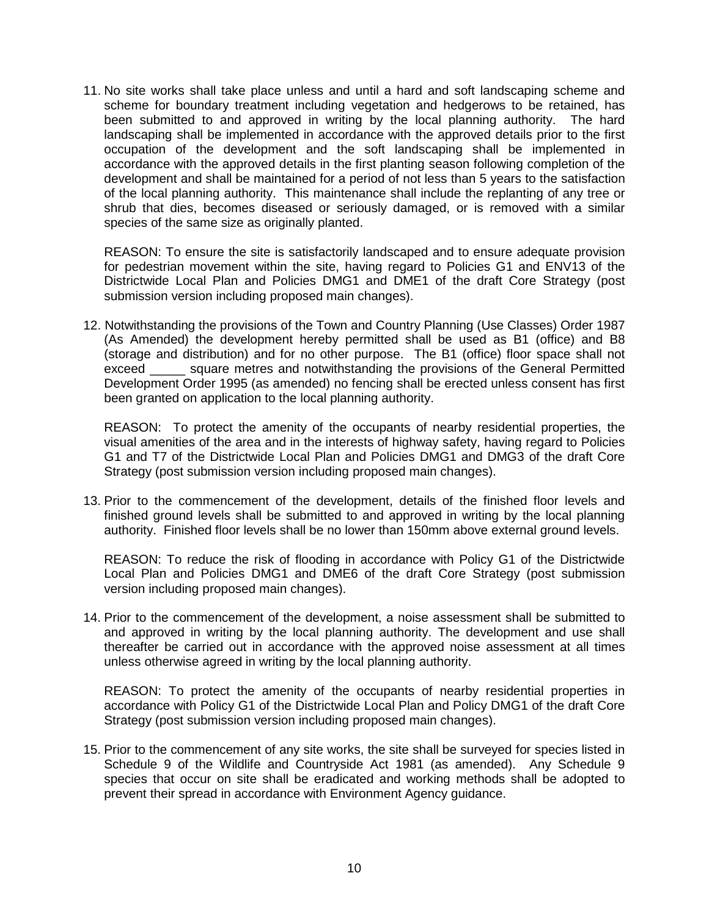11. No site works shall take place unless and until a hard and soft landscaping scheme and scheme for boundary treatment including vegetation and hedgerows to be retained, has been submitted to and approved in writing by the local planning authority. The hard landscaping shall be implemented in accordance with the approved details prior to the first occupation of the development and the soft landscaping shall be implemented in accordance with the approved details in the first planting season following completion of the development and shall be maintained for a period of not less than 5 years to the satisfaction of the local planning authority. This maintenance shall include the replanting of any tree or shrub that dies, becomes diseased or seriously damaged, or is removed with a similar species of the same size as originally planted.

    REASON: To ensure the site is satisfactorily landscaped and to ensure adequate provision for pedestrian movement within the site, having regard to Policies G1 and ENV13 of the Districtwide Local Plan and Policies DMG1 and DME1 of the draft Core Strategy (post submission version including proposed main changes).

12. Notwithstanding the provisions of the Town and Country Planning (Use Classes) Order 1987 (As Amended) the development hereby permitted shall be used as B1 (office) and B8 (storage and distribution) and for no other purpose. The B1 (office) floor space shall not exceed _____ square metres and notwithstanding the provisions of the General Permitted Development Order 1995 (as amended) no fencing shall be erected unless consent has first been granted on application to the local planning authority.

    REASON: To protect the amenity of the occupants of nearby residential properties, the visual amenities of the area and in the interests of highway safety, having regard to Policies G1 and T7 of the Districtwide Local Plan and Policies DMG1 and DMG3 of the draft Core Strategy (post submission version including proposed main changes).

13. Prior to the commencement of the development, details of the finished floor levels and finished ground levels shall be submitted to and approved in writing by the local planning authority. Finished floor levels shall be no lower than 150mm above external ground levels.

    REASON: To reduce the risk of flooding in accordance with Policy G1 of the Districtwide Local Plan and Policies DMG1 and DME6 of the draft Core Strategy (post submission version including proposed main changes).

14. Prior to the commencement of the development, a noise assessment shall be submitted to and approved in writing by the local planning authority. The development and use shall thereafter be carried out in accordance with the approved noise assessment at all times unless otherwise agreed in writing by the local planning authority.

    REASON: To protect the amenity of the occupants of nearby residential properties in accordance with Policy G1 of the Districtwide Local Plan and Policy DMG1 of the draft Core Strategy (post submission version including proposed main changes).

15. Prior to the commencement of any site works, the site shall be surveyed for species listed in Schedule 9 of the Wildlife and Countryside Act 1981 (as amended). Any Schedule 9 species that occur on site shall be eradicated and working methods shall be adopted to prevent their spread in accordance with Environment Agency guidance.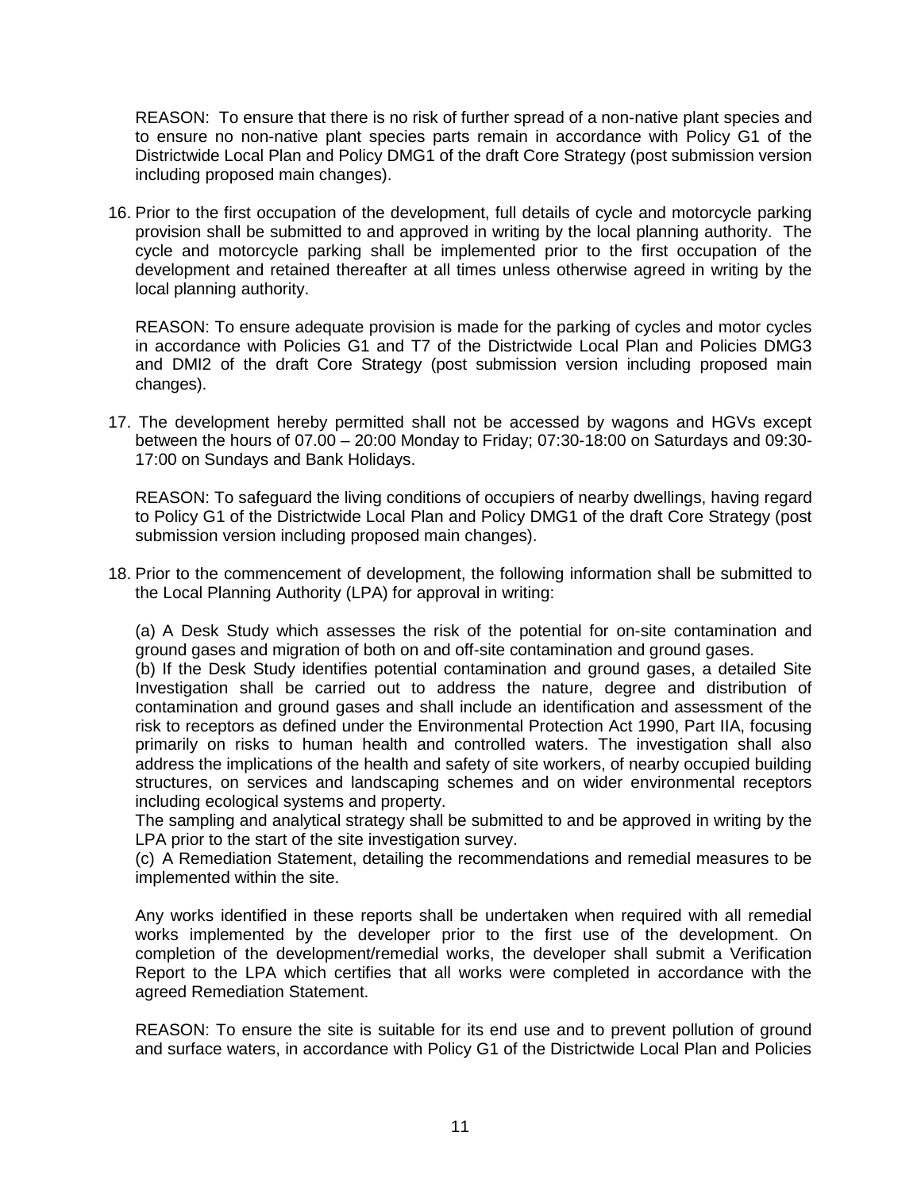REASON: To ensure that there is no risk of further spread of a non-native plant species and to ensure no non-native plant species parts remain in accordance with Policy G1 of the Districtwide Local Plan and Policy DMG1 of the draft Core Strategy (post submission version including proposed main changes).

16. Prior to the first occupation of the development, full details of cycle and motorcycle parking provision shall be submitted to and approved in writing by the local planning authority. The cycle and motorcycle parking shall be implemented prior to the first occupation of the development and retained thereafter at all times unless otherwise agreed in writing by the local planning authority.

    REASON: To ensure adequate provision is made for the parking of cycles and motor cycles in accordance with Policies G1 and T7 of the Districtwide Local Plan and Policies DMG3 and DMI2 of the draft Core Strategy (post submission version including proposed main changes).

17. The development hereby permitted shall not be accessed by wagons and HGVs except between the hours of 07.00 – 20:00 Monday to Friday; 07:30-18:00 on Saturdays and 09:30-17:00 on Sundays and Bank Holidays.

    REASON: To safeguard the living conditions of occupiers of nearby dwellings, having regard to Policy G1 of the Districtwide Local Plan and Policy DMG1 of the draft Core Strategy (post submission version including proposed main changes).

18. Prior to the commencement of development, the following information shall be submitted to the Local Planning Authority (LPA) for approval in writing:

    (a) A Desk Study which assesses the risk of the potential for on-site contamination and ground gases and migration of both on and off-site contamination and ground gases.
    (b) If the Desk Study identifies potential contamination and ground gases, a detailed Site Investigation shall be carried out to address the nature, degree and distribution of contamination and ground gases and shall include an identification and assessment of the risk to receptors as defined under the Environmental Protection Act 1990, Part IIA, focusing primarily on risks to human health and controlled waters. The investigation shall also address the implications of the health and safety of site workers, of nearby occupied building structures, on services and landscaping schemes and on wider environmental receptors including ecological systems and property.
    The sampling and analytical strategy shall be submitted to and be approved in writing by the LPA prior to the start of the site investigation survey.
    (c) A Remediation Statement, detailing the recommendations and remedial measures to be implemented within the site.

    Any works identified in these reports shall be undertaken when required with all remedial works implemented by the developer prior to the first use of the development. On completion of the development/remedial works, the developer shall submit a Verification Report to the LPA which certifies that all works were completed in accordance with the agreed Remediation Statement.

    REASON: To ensure the site is suitable for its end use and to prevent pollution of ground and surface waters, in accordance with Policy G1 of the Districtwide Local Plan and Policies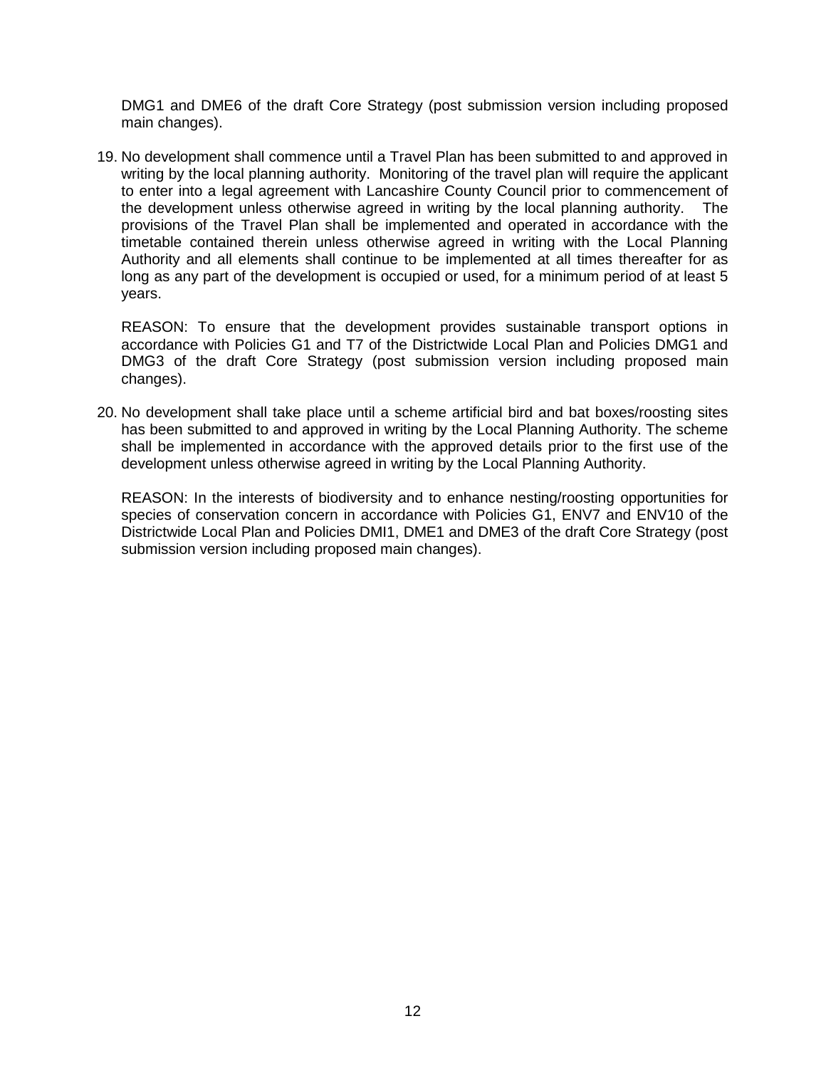DMG1 and DME6 of the draft Core Strategy (post submission version including proposed main changes).

19. No development shall commence until a Travel Plan has been submitted to and approved in writing by the local planning authority. Monitoring of the travel plan will require the applicant to enter into a legal agreement with Lancashire County Council prior to commencement of the development unless otherwise agreed in writing by the local planning authority. The provisions of the Travel Plan shall be implemented and operated in accordance with the timetable contained therein unless otherwise agreed in writing with the Local Planning Authority and all elements shall continue to be implemented at all times thereafter for as long as any part of the development is occupied or used, for a minimum period of at least 5 years.

    REASON: To ensure that the development provides sustainable transport options in accordance with Policies G1 and T7 of the Districtwide Local Plan and Policies DMG1 and DMG3 of the draft Core Strategy (post submission version including proposed main changes).

20. No development shall take place until a scheme artificial bird and bat boxes/roosting sites has been submitted to and approved in writing by the Local Planning Authority. The scheme shall be implemented in accordance with the approved details prior to the first use of the development unless otherwise agreed in writing by the Local Planning Authority.

    REASON: In the interests of biodiversity and to enhance nesting/roosting opportunities for species of conservation concern in accordance with Policies G1, ENV7 and ENV10 of the Districtwide Local Plan and Policies DMI1, DME1 and DME3 of the draft Core Strategy (post submission version including proposed main changes).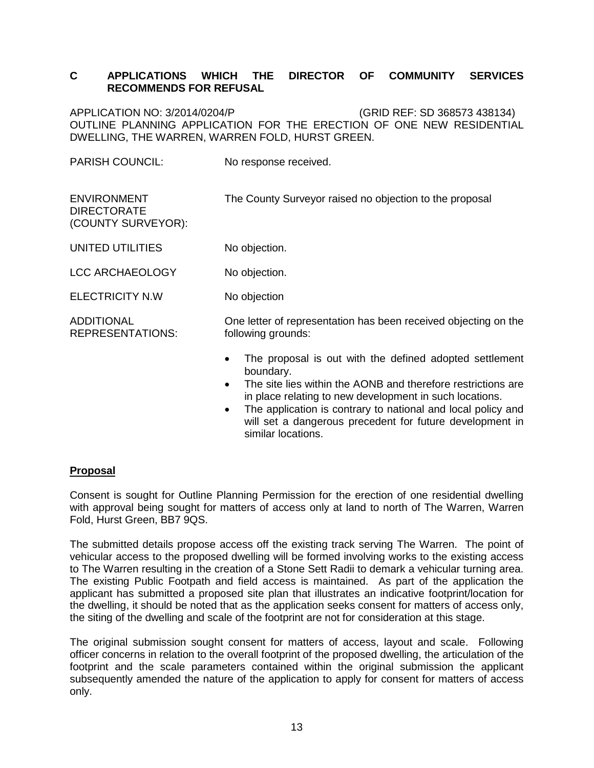## C APPLICATIONS WHICH THE DIRECTOR OF COMMUNITY SERVICES RECOMMENDS FOR REFUSAL

APPLICATION NO: 3/2014/0204/P (GRID REF: SD 368573 438134)
OUTLINE PLANNING APPLICATION FOR THE ERECTION OF ONE NEW RESIDENTIAL DWELLING, THE WARREN, WARREN FOLD, HURST GREEN.

PARISH COUNCIL: No response received.

ENVIRONMENT DIRECTORATE (COUNTY SURVEYOR): The County Surveyor raised no objection to the proposal

UNITED UTILITIES No objection.

LCC ARCHAEOLOGY No objection.

ELECTRICITY N.W No objection

ADDITIONAL REPRESENTATIONS: One letter of representation has been received objecting on the following grounds:

- The proposal is out with the defined adopted settlement boundary.
- The site lies within the AONB and therefore restrictions are in place relating to new development in such locations.
- The application is contrary to national and local policy and will set a dangerous precedent for future development in similar locations.

**Proposal**

Consent is sought for Outline Planning Permission for the erection of one residential dwelling with approval being sought for matters of access only at land to north of The Warren, Warren Fold, Hurst Green, BB7 9QS.

The submitted details propose access off the existing track serving The Warren. The point of vehicular access to the proposed dwelling will be formed involving works to the existing access to The Warren resulting in the creation of a Stone Sett Radii to demark a vehicular turning area. The existing Public Footpath and field access is maintained. As part of the application the applicant has submitted a proposed site plan that illustrates an indicative footprint/location for the dwelling, it should be noted that as the application seeks consent for matters of access only, the siting of the dwelling and scale of the footprint are not for consideration at this stage.

The original submission sought consent for matters of access, layout and scale. Following officer concerns in relation to the overall footprint of the proposed dwelling, the articulation of the footprint and the scale parameters contained within the original submission the applicant subsequently amended the nature of the application to apply for consent for matters of access only.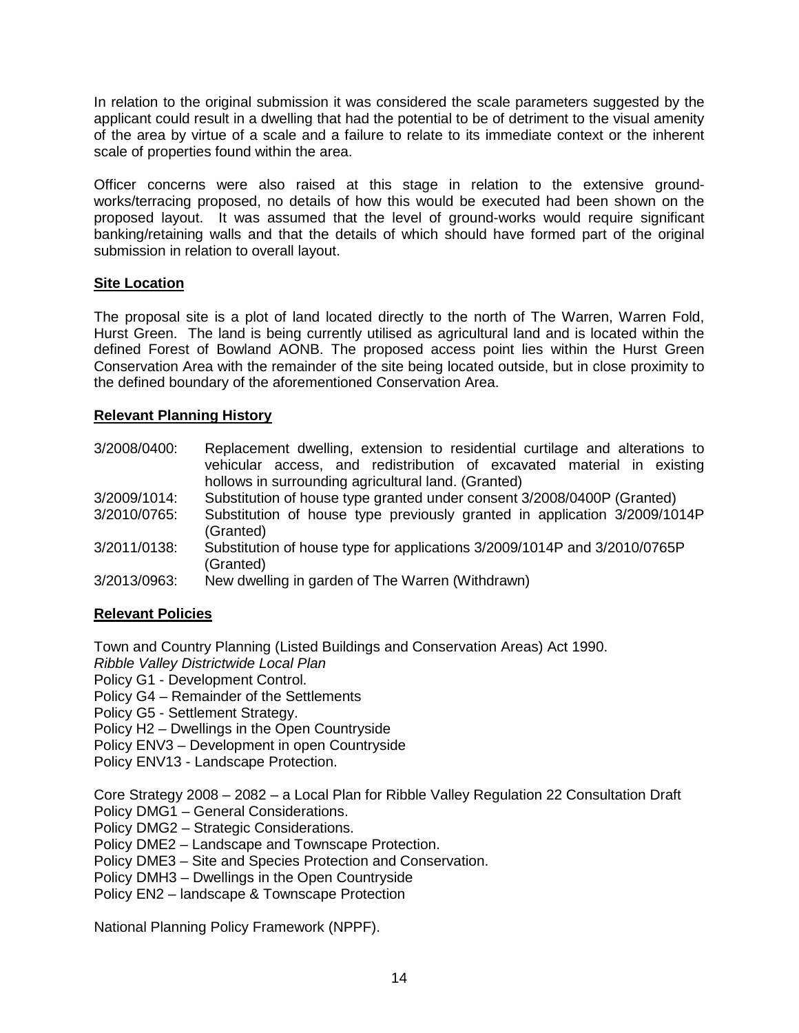In relation to the original submission it was considered the scale parameters suggested by the applicant could result in a dwelling that had the potential to be of detriment to the visual amenity of the area by virtue of a scale and a failure to relate to its immediate context or the inherent scale of properties found within the area.

Officer concerns were also raised at this stage in relation to the extensive ground-works/terracing proposed, no details of how this would be executed had been shown on the proposed layout. It was assumed that the level of ground-works would require significant banking/retaining walls and that the details of which should have formed part of the original submission in relation to overall layout.

**Site Location**

The proposal site is a plot of land located directly to the north of The Warren, Warren Fold, Hurst Green. The land is being currently utilised as agricultural land and is located within the defined Forest of Bowland AONB. The proposed access point lies within the Hurst Green Conservation Area with the remainder of the site being located outside, but in close proximity to the defined boundary of the aforementioned Conservation Area.

**Relevant Planning History**

3/2008/0400: Replacement dwelling, extension to residential curtilage and alterations to vehicular access, and redistribution of excavated material in existing hollows in surrounding agricultural land. (Granted)

3/2009/1014: Substitution of house type granted under consent 3/2008/0400P (Granted)

3/2010/0765: Substitution of house type previously granted in application 3/2009/1014P (Granted)

3/2011/0138: Substitution of house type for applications 3/2009/1014P and 3/2010/0765P (Granted)

3/2013/0963: New dwelling in garden of The Warren (Withdrawn)

**Relevant Policies**

Town and Country Planning (Listed Buildings and Conservation Areas) Act 1990.
*Ribble Valley Districtwide Local Plan*
Policy G1 - Development Control.
Policy G4 – Remainder of the Settlements
Policy G5 - Settlement Strategy.
Policy H2 – Dwellings in the Open Countryside
Policy ENV3 – Development in open Countryside
Policy ENV13 - Landscape Protection.

Core Strategy 2008 – 2082 – a Local Plan for Ribble Valley Regulation 22 Consultation Draft
Policy DMG1 – General Considerations.
Policy DMG2 – Strategic Considerations.
Policy DME2 – Landscape and Townscape Protection.
Policy DME3 – Site and Species Protection and Conservation.
Policy DMH3 – Dwellings in the Open Countryside
Policy EN2 – landscape & Townscape Protection

National Planning Policy Framework (NPPF).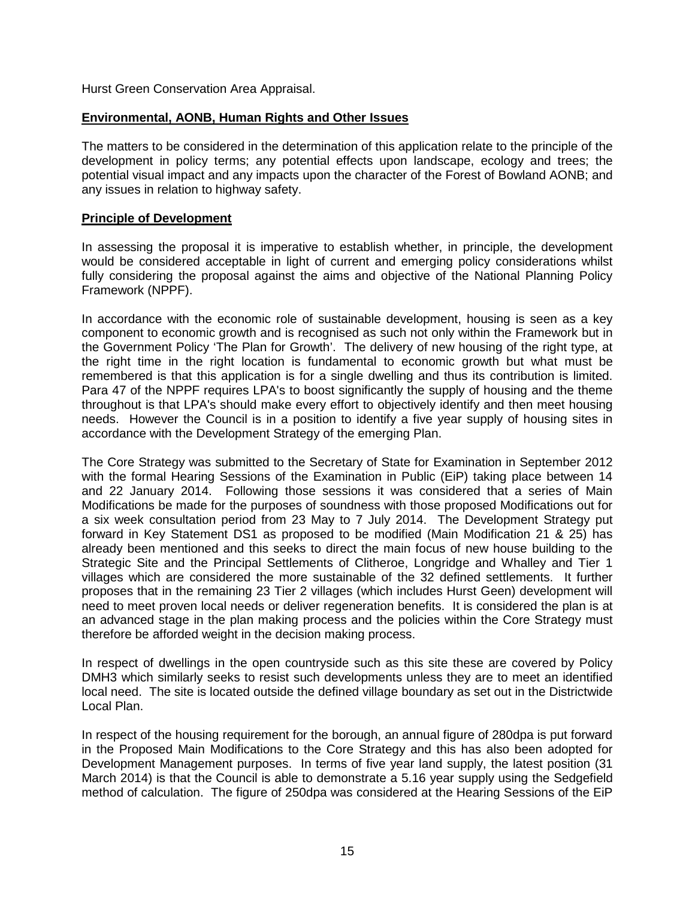Hurst Green Conservation Area Appraisal.

**Environmental, AONB, Human Rights and Other Issues**

The matters to be considered in the determination of this application relate to the principle of the development in policy terms; any potential effects upon landscape, ecology and trees; the potential visual impact and any impacts upon the character of the Forest of Bowland AONB; and any issues in relation to highway safety.

**Principle of Development**

In assessing the proposal it is imperative to establish whether, in principle, the development would be considered acceptable in light of current and emerging policy considerations whilst fully considering the proposal against the aims and objective of the National Planning Policy Framework (NPPF).

In accordance with the economic role of sustainable development, housing is seen as a key component to economic growth and is recognised as such not only within the Framework but in the Government Policy 'The Plan for Growth'. The delivery of new housing of the right type, at the right time in the right location is fundamental to economic growth but what must be remembered is that this application is for a single dwelling and thus its contribution is limited. Para 47 of the NPPF requires LPA's to boost significantly the supply of housing and the theme throughout is that LPA's should make every effort to objectively identify and then meet housing needs. However the Council is in a position to identify a five year supply of housing sites in accordance with the Development Strategy of the emerging Plan.

The Core Strategy was submitted to the Secretary of State for Examination in September 2012 with the formal Hearing Sessions of the Examination in Public (EiP) taking place between 14 and 22 January 2014. Following those sessions it was considered that a series of Main Modifications be made for the purposes of soundness with those proposed Modifications out for a six week consultation period from 23 May to 7 July 2014. The Development Strategy put forward in Key Statement DS1 as proposed to be modified (Main Modification 21 & 25) has already been mentioned and this seeks to direct the main focus of new house building to the Strategic Site and the Principal Settlements of Clitheroe, Longridge and Whalley and Tier 1 villages which are considered the more sustainable of the 32 defined settlements. It further proposes that in the remaining 23 Tier 2 villages (which includes Hurst Geen) development will need to meet proven local needs or deliver regeneration benefits. It is considered the plan is at an advanced stage in the plan making process and the policies within the Core Strategy must therefore be afforded weight in the decision making process.

In respect of dwellings in the open countryside such as this site these are covered by Policy DMH3 which similarly seeks to resist such developments unless they are to meet an identified local need. The site is located outside the defined village boundary as set out in the Districtwide Local Plan.

In respect of the housing requirement for the borough, an annual figure of 280dpa is put forward in the Proposed Main Modifications to the Core Strategy and this has also been adopted for Development Management purposes. In terms of five year land supply, the latest position (31 March 2014) is that the Council is able to demonstrate a 5.16 year supply using the Sedgefield method of calculation. The figure of 250dpa was considered at the Hearing Sessions of the EiP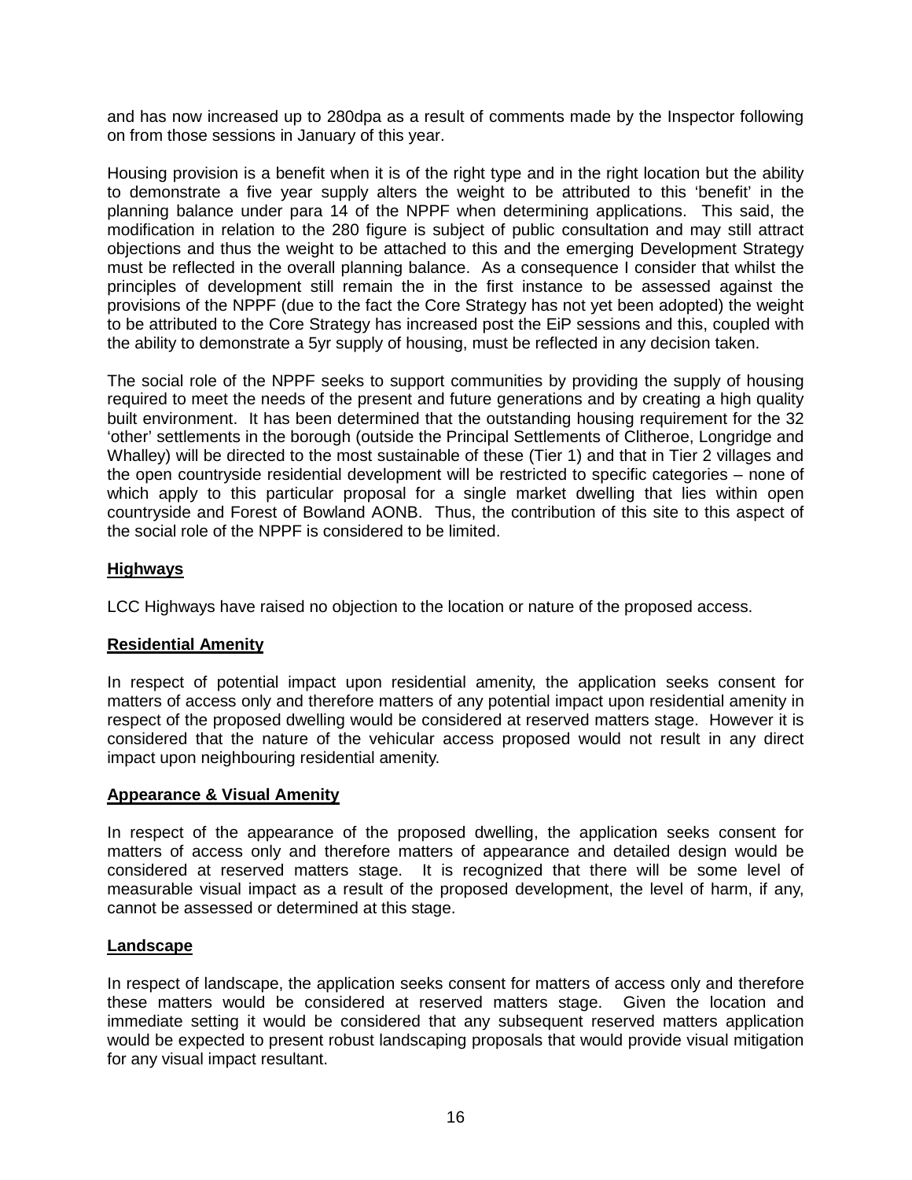and has now increased up to 280dpa as a result of comments made by the Inspector following on from those sessions in January of this year.

Housing provision is a benefit when it is of the right type and in the right location but the ability to demonstrate a five year supply alters the weight to be attributed to this 'benefit' in the planning balance under para 14 of the NPPF when determining applications. This said, the modification in relation to the 280 figure is subject of public consultation and may still attract objections and thus the weight to be attached to this and the emerging Development Strategy must be reflected in the overall planning balance. As a consequence I consider that whilst the principles of development still remain the in the first instance to be assessed against the provisions of the NPPF (due to the fact the Core Strategy has not yet been adopted) the weight to be attributed to the Core Strategy has increased post the EiP sessions and this, coupled with the ability to demonstrate a 5yr supply of housing, must be reflected in any decision taken.

The social role of the NPPF seeks to support communities by providing the supply of housing required to meet the needs of the present and future generations and by creating a high quality built environment. It has been determined that the outstanding housing requirement for the 32 'other' settlements in the borough (outside the Principal Settlements of Clitheroe, Longridge and Whalley) will be directed to the most sustainable of these (Tier 1) and that in Tier 2 villages and the open countryside residential development will be restricted to specific categories – none of which apply to this particular proposal for a single market dwelling that lies within open countryside and Forest of Bowland AONB. Thus, the contribution of this site to this aspect of the social role of the NPPF is considered to be limited.

**Highways**

LCC Highways have raised no objection to the location or nature of the proposed access.

**Residential Amenity**

In respect of potential impact upon residential amenity, the application seeks consent for matters of access only and therefore matters of any potential impact upon residential amenity in respect of the proposed dwelling would be considered at reserved matters stage. However it is considered that the nature of the vehicular access proposed would not result in any direct impact upon neighbouring residential amenity.

**Appearance & Visual Amenity**

In respect of the appearance of the proposed dwelling, the application seeks consent for matters of access only and therefore matters of appearance and detailed design would be considered at reserved matters stage. It is recognized that there will be some level of measurable visual impact as a result of the proposed development, the level of harm, if any, cannot be assessed or determined at this stage.

**Landscape**

In respect of landscape, the application seeks consent for matters of access only and therefore these matters would be considered at reserved matters stage. Given the location and immediate setting it would be considered that any subsequent reserved matters application would be expected to present robust landscaping proposals that would provide visual mitigation for any visual impact resultant.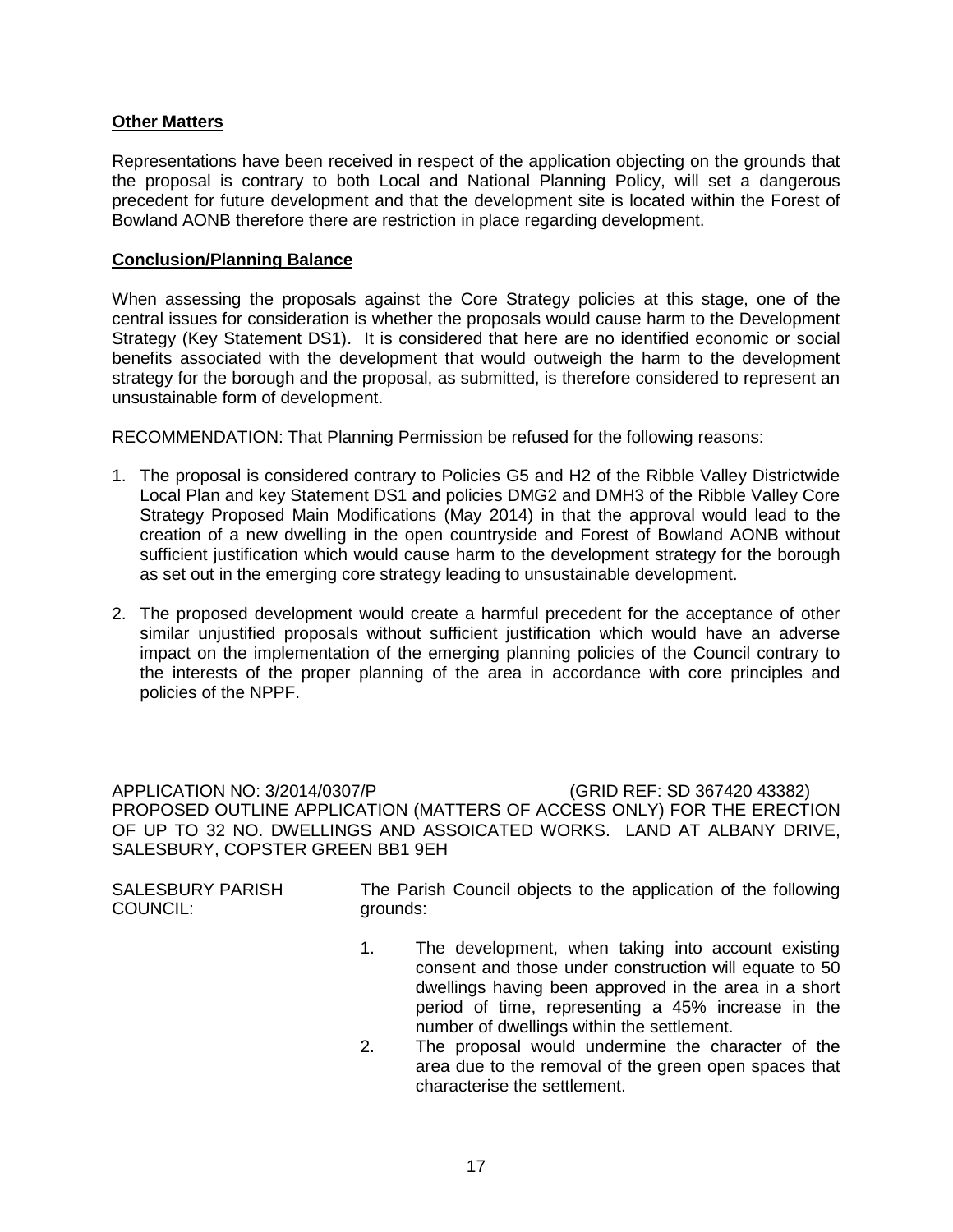**Other Matters**

Representations have been received in respect of the application objecting on the grounds that the proposal is contrary to both Local and National Planning Policy, will set a dangerous precedent for future development and that the development site is located within the Forest of Bowland AONB therefore there are restriction in place regarding development.

**Conclusion/Planning Balance**

When assessing the proposals against the Core Strategy policies at this stage, one of the central issues for consideration is whether the proposals would cause harm to the Development Strategy (Key Statement DS1). It is considered that here are no identified economic or social benefits associated with the development that would outweigh the harm to the development strategy for the borough and the proposal, as submitted, is therefore considered to represent an unsustainable form of development.

RECOMMENDATION: That Planning Permission be refused for the following reasons:

1. The proposal is considered contrary to Policies G5 and H2 of the Ribble Valley Districtwide Local Plan and key Statement DS1 and policies DMG2 and DMH3 of the Ribble Valley Core Strategy Proposed Main Modifications (May 2014) in that the approval would lead to the creation of a new dwelling in the open countryside and Forest of Bowland AONB without sufficient justification which would cause harm to the development strategy for the borough as set out in the emerging core strategy leading to unsustainable development.

2. The proposed development would create a harmful precedent for the acceptance of other similar unjustified proposals without sufficient justification which would have an adverse impact on the implementation of the emerging planning policies of the Council contrary to the interests of the proper planning of the area in accordance with core principles and policies of the NPPF.

APPLICATION NO: 3/2014/0307/P (GRID REF: SD 367420 43382)
PROPOSED OUTLINE APPLICATION (MATTERS OF ACCESS ONLY) FOR THE ERECTION OF UP TO 32 NO. DWELLINGS AND ASSOICATED WORKS. LAND AT ALBANY DRIVE, SALESBURY, COPSTER GREEN BB1 9EH

SALESBURY PARISH COUNCIL:

The Parish Council objects to the application of the following grounds:

1. The development, when taking into account existing consent and those under construction will equate to 50 dwellings having been approved in the area in a short period of time, representing a 45% increase in the number of dwellings within the settlement.
2. The proposal would undermine the character of the area due to the removal of the green open spaces that characterise the settlement.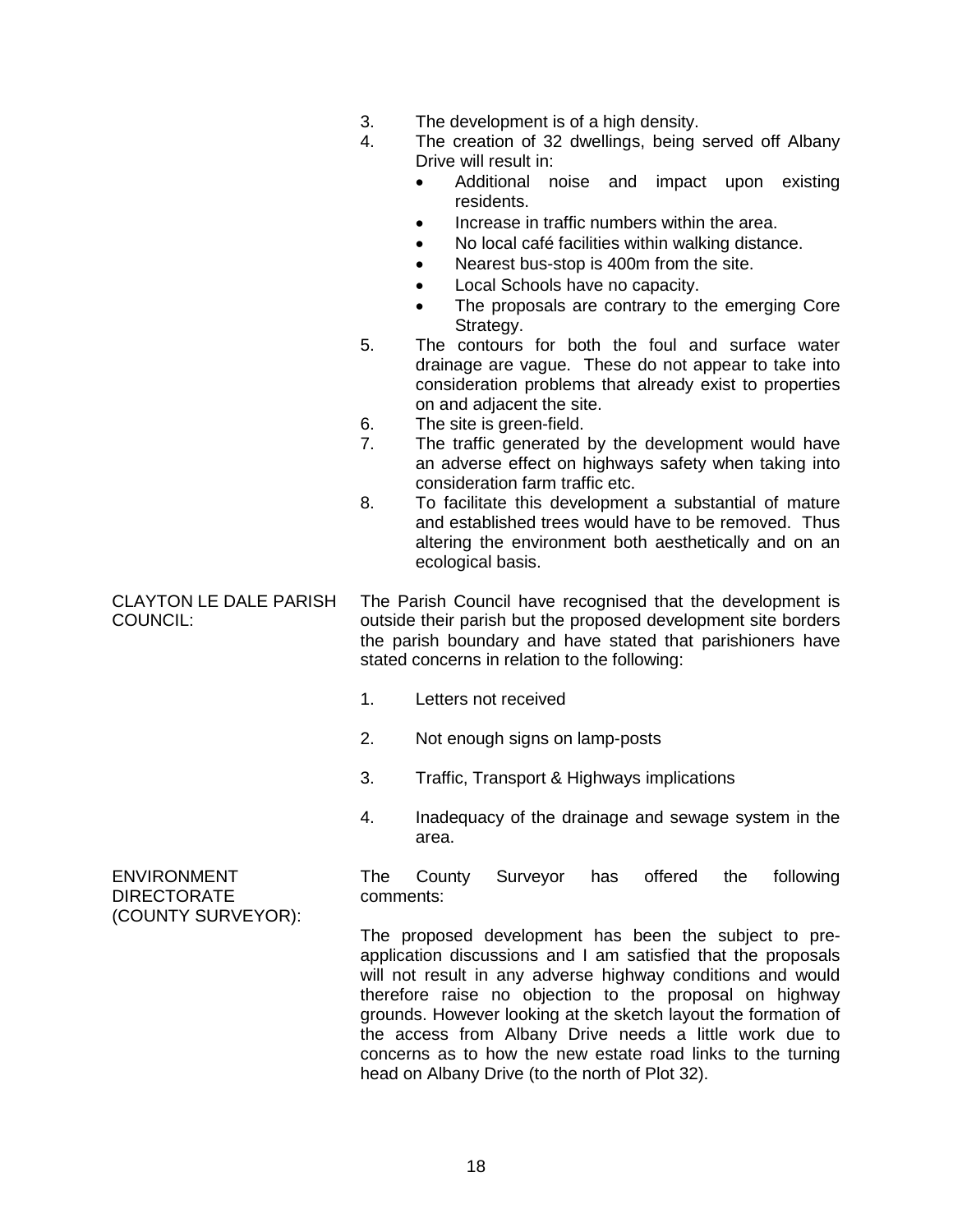3. The development is of a high density.
4. The creation of 32 dwellings, being served off Albany Drive will result in:
    - Additional noise and impact upon existing residents.
    - Increase in traffic numbers within the area.
    - No local café facilities within walking distance.
    - Nearest bus-stop is 400m from the site.
    - Local Schools have no capacity.
    - The proposals are contrary to the emerging Core Strategy.
5. The contours for both the foul and surface water drainage are vague. These do not appear to take into consideration problems that already exist to properties on and adjacent the site.
6. The site is green-field.
7. The traffic generated by the development would have an adverse effect on highways safety when taking into consideration farm traffic etc.
8. To facilitate this development a substantial of mature and established trees would have to be removed. Thus altering the environment both aesthetically and on an ecological basis.

**CLAYTON LE DALE PARISH COUNCIL:**

The Parish Council have recognised that the development is outside their parish but the proposed development site borders the parish boundary and have stated that parishioners have stated concerns in relation to the following:

1. Letters not received
2. Not enough signs on lamp-posts
3. Traffic, Transport & Highways implications
4. Inadequacy of the drainage and sewage system in the area.

**ENVIRONMENT DIRECTORATE (COUNTY SURVEYOR):**

The County Surveyor has offered the following comments:

The proposed development has been the subject to pre-application discussions and I am satisfied that the proposals will not result in any adverse highway conditions and would therefore raise no objection to the proposal on highway grounds. However looking at the sketch layout the formation of the access from Albany Drive needs a little work due to concerns as to how the new estate road links to the turning head on Albany Drive (to the north of Plot 32).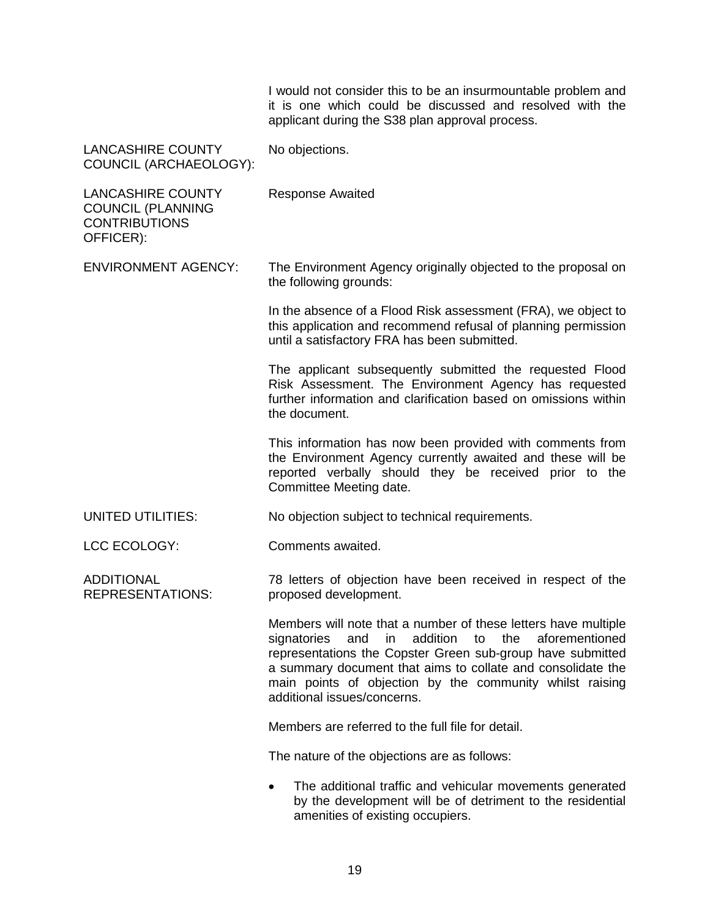I would not consider this to be an insurmountable problem and it is one which could be discussed and resolved with the applicant during the S38 plan approval process.

LANCASHIRE COUNTY COUNCIL (ARCHAEOLOGY): No objections.

LANCASHIRE COUNTY COUNCIL (PLANNING CONTRIBUTIONS OFFICER): Response Awaited

ENVIRONMENT AGENCY: The Environment Agency originally objected to the proposal on the following grounds:

In the absence of a Flood Risk assessment (FRA), we object to this application and recommend refusal of planning permission until a satisfactory FRA has been submitted.

The applicant subsequently submitted the requested Flood Risk Assessment. The Environment Agency has requested further information and clarification based on omissions within the document.

This information has now been provided with comments from the Environment Agency currently awaited and these will be reported verbally should they be received prior to the Committee Meeting date.

UNITED UTILITIES: No objection subject to technical requirements.

LCC ECOLOGY: Comments awaited.

ADDITIONAL REPRESENTATIONS: 78 letters of objection have been received in respect of the proposed development.

Members will note that a number of these letters have multiple signatories and in addition to the aforementioned representations the Copster Green sub-group have submitted a summary document that aims to collate and consolidate the main points of objection by the community whilst raising additional issues/concerns.

Members are referred to the full file for detail.

The nature of the objections are as follows:

- The additional traffic and vehicular movements generated by the development will be of detriment to the residential amenities of existing occupiers.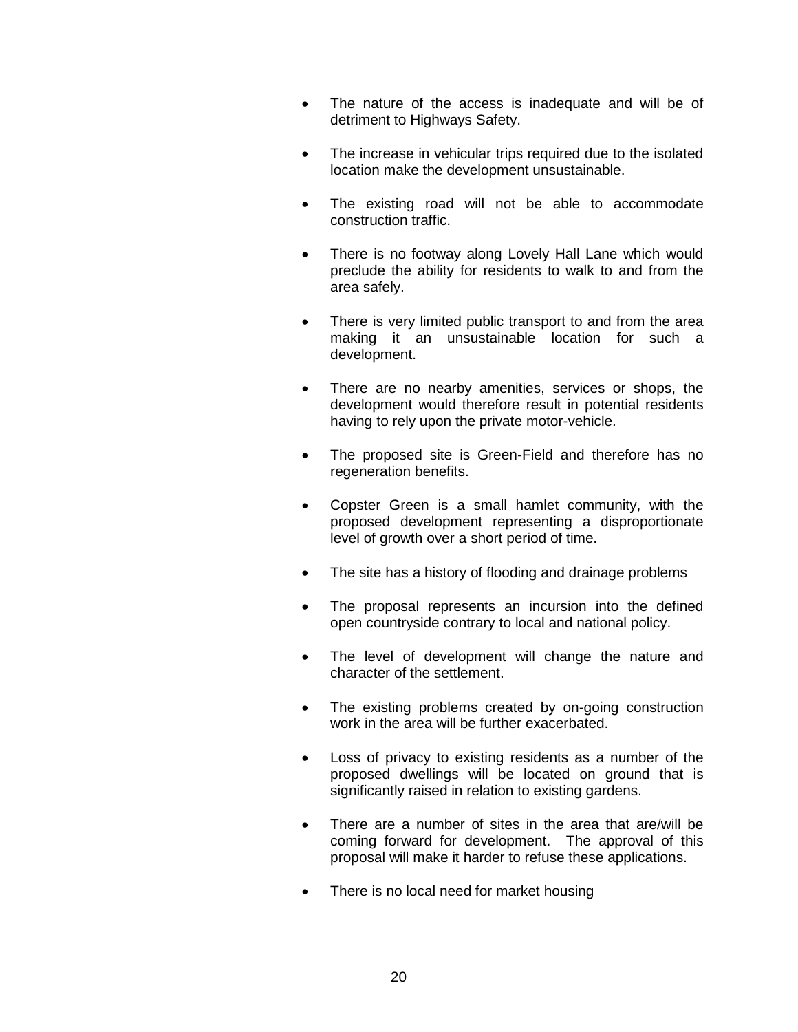- The nature of the access is inadequate and will be of detriment to Highways Safety.

- The increase in vehicular trips required due to the isolated location make the development unsustainable.

- The existing road will not be able to accommodate construction traffic.

- There is no footway along Lovely Hall Lane which would preclude the ability for residents to walk to and from the area safely.

- There is very limited public transport to and from the area making it an unsustainable location for such a development.

- There are no nearby amenities, services or shops, the development would therefore result in potential residents having to rely upon the private motor-vehicle.

- The proposed site is Green-Field and therefore has no regeneration benefits.

- Copster Green is a small hamlet community, with the proposed development representing a disproportionate level of growth over a short period of time.

- The site has a history of flooding and drainage problems

- The proposal represents an incursion into the defined open countryside contrary to local and national policy.

- The level of development will change the nature and character of the settlement.

- The existing problems created by on-going construction work in the area will be further exacerbated.

- Loss of privacy to existing residents as a number of the proposed dwellings will be located on ground that is significantly raised in relation to existing gardens.

- There are a number of sites in the area that are/will be coming forward for development. The approval of this proposal will make it harder to refuse these applications.

- There is no local need for market housing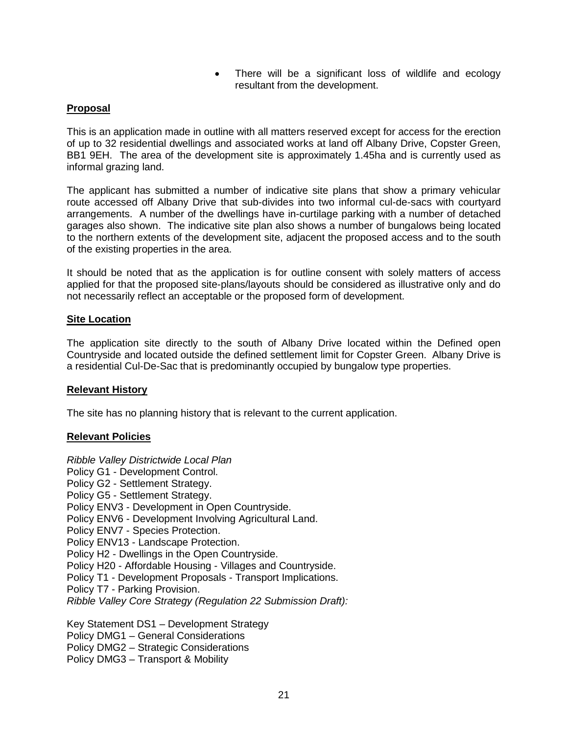- There will be a significant loss of wildlife and ecology resultant from the development.

**Proposal**

This is an application made in outline with all matters reserved except for access for the erection of up to 32 residential dwellings and associated works at land off Albany Drive, Copster Green, BB1 9EH. The area of the development site is approximately 1.45ha and is currently used as informal grazing land.

The applicant has submitted a number of indicative site plans that show a primary vehicular route accessed off Albany Drive that sub-divides into two informal cul-de-sacs with courtyard arrangements. A number of the dwellings have in-curtilage parking with a number of detached garages also shown. The indicative site plan also shows a number of bungalows being located to the northern extents of the development site, adjacent the proposed access and to the south of the existing properties in the area.

It should be noted that as the application is for outline consent with solely matters of access applied for that the proposed site-plans/layouts should be considered as illustrative only and do not necessarily reflect an acceptable or the proposed form of development.

**Site Location**

The application site directly to the south of Albany Drive located within the Defined open Countryside and located outside the defined settlement limit for Copster Green. Albany Drive is a residential Cul-De-Sac that is predominantly occupied by bungalow type properties.

**Relevant History**

The site has no planning history that is relevant to the current application.

**Relevant Policies**

*Ribble Valley Districtwide Local Plan*
Policy G1 - Development Control.
Policy G2 - Settlement Strategy.
Policy G5 - Settlement Strategy.
Policy ENV3 - Development in Open Countryside.
Policy ENV6 - Development Involving Agricultural Land.
Policy ENV7 - Species Protection.
Policy ENV13 - Landscape Protection.
Policy H2 - Dwellings in the Open Countryside.
Policy H20 - Affordable Housing - Villages and Countryside.
Policy T1 - Development Proposals - Transport Implications.
Policy T7 - Parking Provision.
*Ribble Valley Core Strategy (Regulation 22 Submission Draft):*

Key Statement DS1 – Development Strategy
Policy DMG1 – General Considerations
Policy DMG2 – Strategic Considerations
Policy DMG3 – Transport & Mobility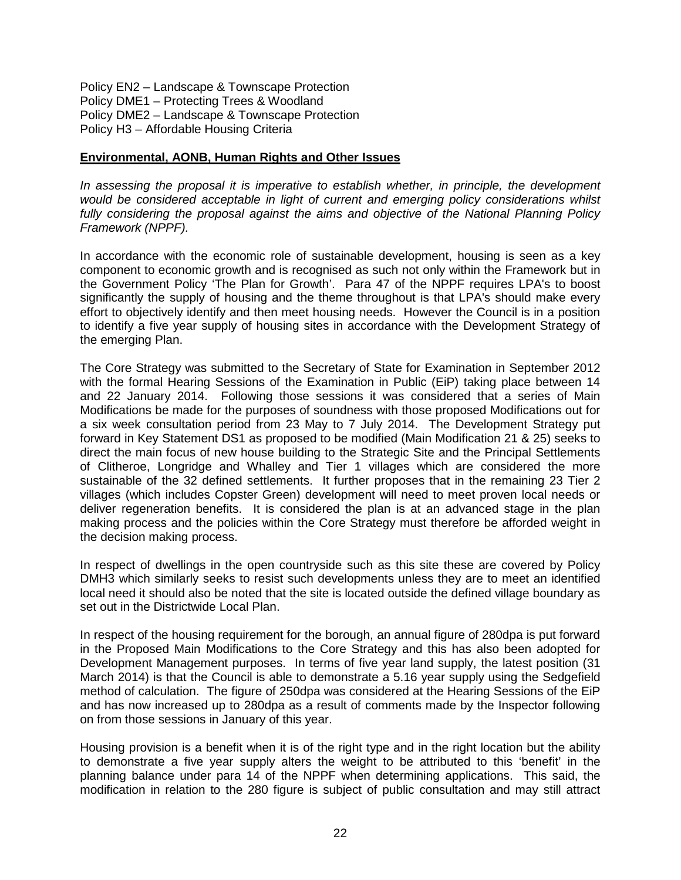Policy EN2 – Landscape & Townscape Protection
Policy DME1 – Protecting Trees & Woodland
Policy DME2 – Landscape & Townscape Protection
Policy H3 – Affordable Housing Criteria

**Environmental, AONB, Human Rights and Other Issues**

*In assessing the proposal it is imperative to establish whether, in principle, the development would be considered acceptable in light of current and emerging policy considerations whilst fully considering the proposal against the aims and objective of the National Planning Policy Framework (NPPF).*

In accordance with the economic role of sustainable development, housing is seen as a key component to economic growth and is recognised as such not only within the Framework but in the Government Policy 'The Plan for Growth'. Para 47 of the NPPF requires LPA's to boost significantly the supply of housing and the theme throughout is that LPA's should make every effort to objectively identify and then meet housing needs. However the Council is in a position to identify a five year supply of housing sites in accordance with the Development Strategy of the emerging Plan.

The Core Strategy was submitted to the Secretary of State for Examination in September 2012 with the formal Hearing Sessions of the Examination in Public (EiP) taking place between 14 and 22 January 2014. Following those sessions it was considered that a series of Main Modifications be made for the purposes of soundness with those proposed Modifications out for a six week consultation period from 23 May to 7 July 2014. The Development Strategy put forward in Key Statement DS1 as proposed to be modified (Main Modification 21 & 25) seeks to direct the main focus of new house building to the Strategic Site and the Principal Settlements of Clitheroe, Longridge and Whalley and Tier 1 villages which are considered the more sustainable of the 32 defined settlements. It further proposes that in the remaining 23 Tier 2 villages (which includes Copster Green) development will need to meet proven local needs or deliver regeneration benefits. It is considered the plan is at an advanced stage in the plan making process and the policies within the Core Strategy must therefore be afforded weight in the decision making process.

In respect of dwellings in the open countryside such as this site these are covered by Policy DMH3 which similarly seeks to resist such developments unless they are to meet an identified local need it should also be noted that the site is located outside the defined village boundary as set out in the Districtwide Local Plan.

In respect of the housing requirement for the borough, an annual figure of 280dpa is put forward in the Proposed Main Modifications to the Core Strategy and this has also been adopted for Development Management purposes. In terms of five year land supply, the latest position (31 March 2014) is that the Council is able to demonstrate a 5.16 year supply using the Sedgefield method of calculation. The figure of 250dpa was considered at the Hearing Sessions of the EiP and has now increased up to 280dpa as a result of comments made by the Inspector following on from those sessions in January of this year.

Housing provision is a benefit when it is of the right type and in the right location but the ability to demonstrate a five year supply alters the weight to be attributed to this 'benefit' in the planning balance under para 14 of the NPPF when determining applications. This said, the modification in relation to the 280 figure is subject of public consultation and may still attract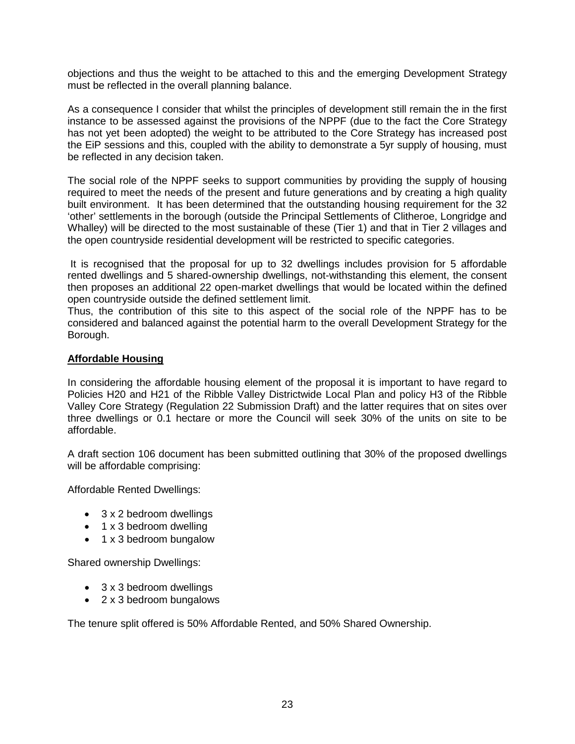objections and thus the weight to be attached to this and the emerging Development Strategy must be reflected in the overall planning balance.

As a consequence I consider that whilst the principles of development still remain the in the first instance to be assessed against the provisions of the NPPF (due to the fact the Core Strategy has not yet been adopted) the weight to be attributed to the Core Strategy has increased post the EiP sessions and this, coupled with the ability to demonstrate a 5yr supply of housing, must be reflected in any decision taken.

The social role of the NPPF seeks to support communities by providing the supply of housing required to meet the needs of the present and future generations and by creating a high quality built environment. It has been determined that the outstanding housing requirement for the 32 'other' settlements in the borough (outside the Principal Settlements of Clitheroe, Longridge and Whalley) will be directed to the most sustainable of these (Tier 1) and that in Tier 2 villages and the open countryside residential development will be restricted to specific categories.

It is recognised that the proposal for up to 32 dwellings includes provision for 5 affordable rented dwellings and 5 shared-ownership dwellings, not-withstanding this element, the consent then proposes an additional 22 open-market dwellings that would be located within the defined open countryside outside the defined settlement limit.
Thus, the contribution of this site to this aspect of the social role of the NPPF has to be considered and balanced against the potential harm to the overall Development Strategy for the Borough.

**Affordable Housing**

In considering the affordable housing element of the proposal it is important to have regard to Policies H20 and H21 of the Ribble Valley Districtwide Local Plan and policy H3 of the Ribble Valley Core Strategy (Regulation 22 Submission Draft) and the latter requires that on sites over three dwellings or 0.1 hectare or more the Council will seek 30% of the units on site to be affordable.

A draft section 106 document has been submitted outlining that 30% of the proposed dwellings will be affordable comprising:

Affordable Rented Dwellings:

- 3 x 2 bedroom dwellings
- 1 x 3 bedroom dwelling
- 1 x 3 bedroom bungalow

Shared ownership Dwellings:

- 3 x 3 bedroom dwellings
- 2 x 3 bedroom bungalows

The tenure split offered is 50% Affordable Rented, and 50% Shared Ownership.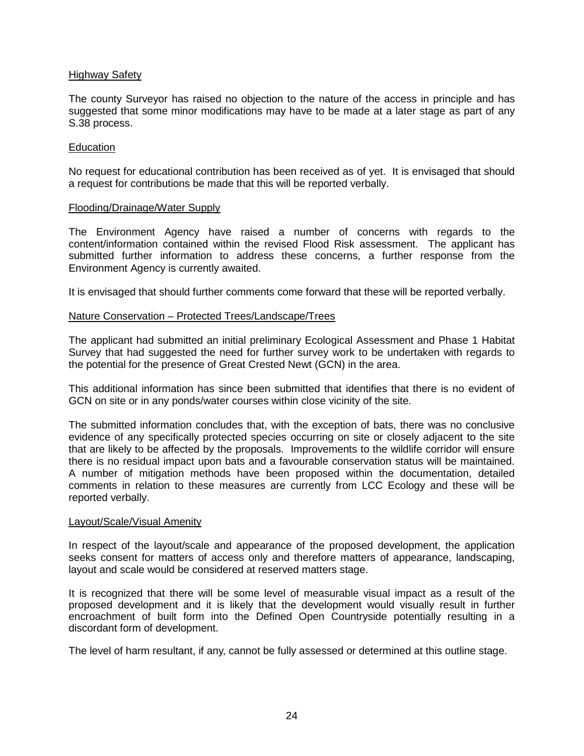<u>Highway Safety</u>

The county Surveyor has raised no objection to the nature of the access in principle and has suggested that some minor modifications may have to be made at a later stage as part of any S.38 process.

<u>Education</u>

No request for educational contribution has been received as of yet. It is envisaged that should a request for contributions be made that this will be reported verbally.

<u>Flooding/Drainage/Water Supply</u>

The Environment Agency have raised a number of concerns with regards to the content/information contained within the revised Flood Risk assessment. The applicant has submitted further information to address these concerns, a further response from the Environment Agency is currently awaited.

It is envisaged that should further comments come forward that these will be reported verbally.

<u>Nature Conservation – Protected Trees/Landscape/Trees</u>

The applicant had submitted an initial preliminary Ecological Assessment and Phase 1 Habitat Survey that had suggested the need for further survey work to be undertaken with regards to the potential for the presence of Great Crested Newt (GCN) in the area.

This additional information has since been submitted that identifies that there is no evident of GCN on site or in any ponds/water courses within close vicinity of the site.

The submitted information concludes that, with the exception of bats, there was no conclusive evidence of any specifically protected species occurring on site or closely adjacent to the site that are likely to be affected by the proposals. Improvements to the wildlife corridor will ensure there is no residual impact upon bats and a favourable conservation status will be maintained. A number of mitigation methods have been proposed within the documentation, detailed comments in relation to these measures are currently from LCC Ecology and these will be reported verbally.

<u>Layout/Scale/Visual Amenity</u>

In respect of the layout/scale and appearance of the proposed development, the application seeks consent for matters of access only and therefore matters of appearance, landscaping, layout and scale would be considered at reserved matters stage.

It is recognized that there will be some level of measurable visual impact as a result of the proposed development and it is likely that the development would visually result in further encroachment of built form into the Defined Open Countryside potentially resulting in a discordant form of development.

The level of harm resultant, if any, cannot be fully assessed or determined at this outline stage.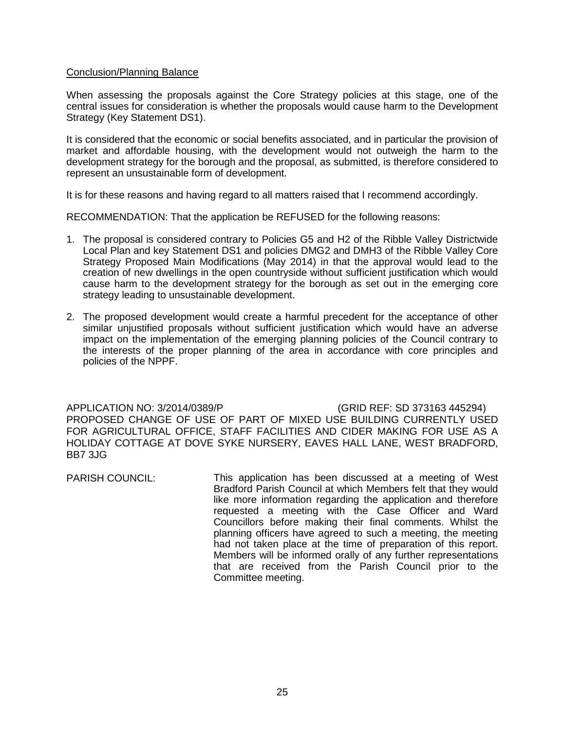Conclusion/Planning Balance

When assessing the proposals against the Core Strategy policies at this stage, one of the central issues for consideration is whether the proposals would cause harm to the Development Strategy (Key Statement DS1).

It is considered that the economic or social benefits associated, and in particular the provision of market and affordable housing, with the development would not outweigh the harm to the development strategy for the borough and the proposal, as submitted, is therefore considered to represent an unsustainable form of development.

It is for these reasons and having regard to all matters raised that I recommend accordingly.

RECOMMENDATION: That the application be REFUSED for the following reasons:

1. The proposal is considered contrary to Policies G5 and H2 of the Ribble Valley Districtwide Local Plan and key Statement DS1 and policies DMG2 and DMH3 of the Ribble Valley Core Strategy Proposed Main Modifications (May 2014) in that the approval would lead to the creation of new dwellings in the open countryside without sufficient justification which would cause harm to the development strategy for the borough as set out in the emerging core strategy leading to unsustainable development.

2. The proposed development would create a harmful precedent for the acceptance of other similar unjustified proposals without sufficient justification which would have an adverse impact on the implementation of the emerging planning policies of the Council contrary to the interests of the proper planning of the area in accordance with core principles and policies of the NPPF.

APPLICATION NO: 3/2014/0389/P (GRID REF: SD 373163 445294)
PROPOSED CHANGE OF USE OF PART OF MIXED USE BUILDING CURRENTLY USED FOR AGRICULTURAL OFFICE, STAFF FACILITIES AND CIDER MAKING FOR USE AS A HOLIDAY COTTAGE AT DOVE SYKE NURSERY, EAVES HALL LANE, WEST BRADFORD, BB7 3JG

PARISH COUNCIL: This application has been discussed at a meeting of West Bradford Parish Council at which Members felt that they would like more information regarding the application and therefore requested a meeting with the Case Officer and Ward Councillors before making their final comments. Whilst the planning officers have agreed to such a meeting, the meeting had not taken place at the time of preparation of this report. Members will be informed orally of any further representations that are received from the Parish Council prior to the Committee meeting.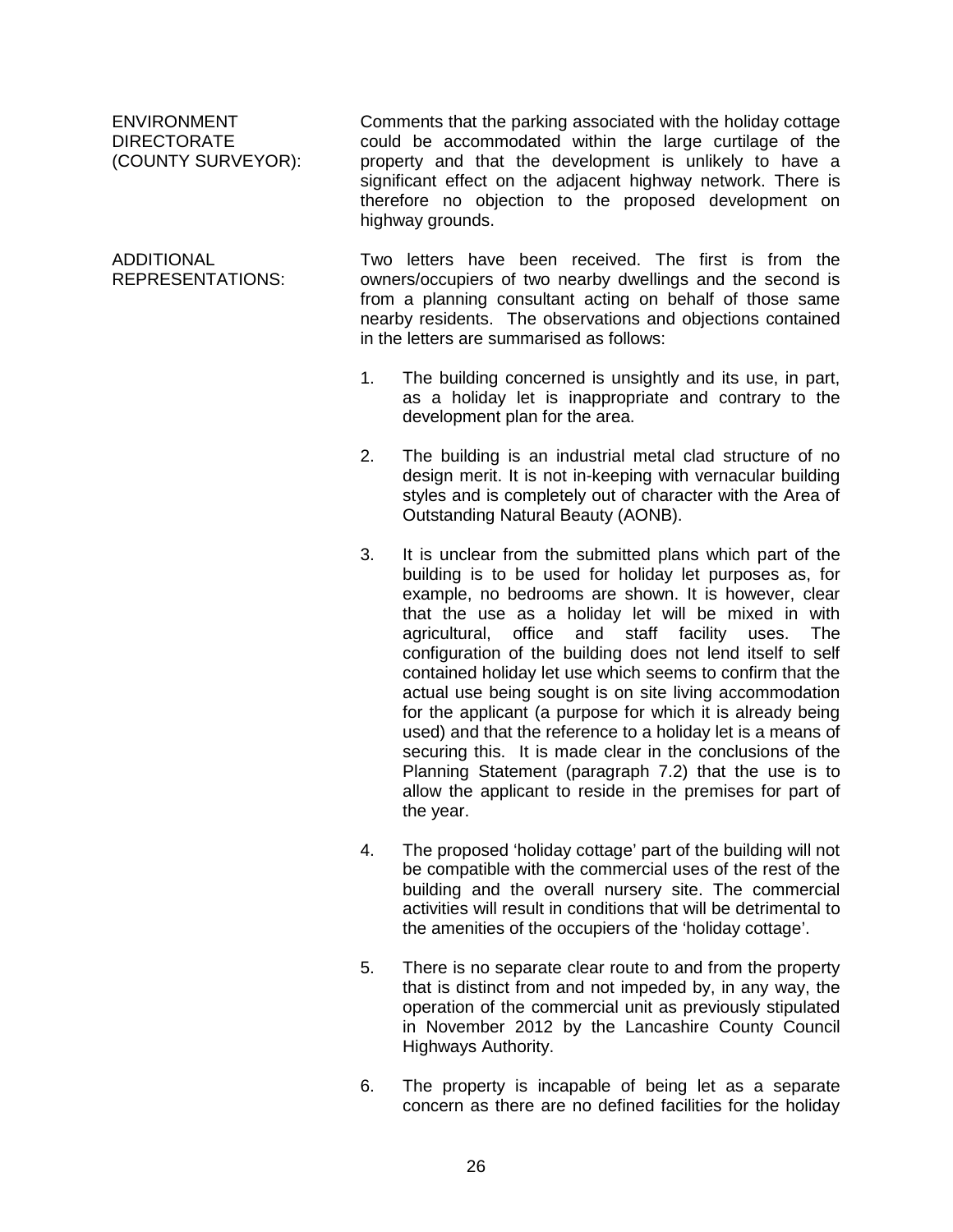**ENVIRONMENT DIRECTORATE (COUNTY SURVEYOR):**

Comments that the parking associated with the holiday cottage could be accommodated within the large curtilage of the property and that the development is unlikely to have a significant effect on the adjacent highway network. There is therefore no objection to the proposed development on highway grounds.

**ADDITIONAL REPRESENTATIONS:**

Two letters have been received. The first is from the owners/occupiers of two nearby dwellings and the second is from a planning consultant acting on behalf of those same nearby residents. The observations and objections contained in the letters are summarised as follows:

1. The building concerned is unsightly and its use, in part, as a holiday let is inappropriate and contrary to the development plan for the area.

2. The building is an industrial metal clad structure of no design merit. It is not in-keeping with vernacular building styles and is completely out of character with the Area of Outstanding Natural Beauty (AONB).

3. It is unclear from the submitted plans which part of the building is to be used for holiday let purposes as, for example, no bedrooms are shown. It is however, clear that the use as a holiday let will be mixed in with agricultural, office and staff facility uses. The configuration of the building does not lend itself to self contained holiday let use which seems to confirm that the actual use being sought is on site living accommodation for the applicant (a purpose for which it is already being used) and that the reference to a holiday let is a means of securing this. It is made clear in the conclusions of the Planning Statement (paragraph 7.2) that the use is to allow the applicant to reside in the premises for part of the year.

4. The proposed 'holiday cottage' part of the building will not be compatible with the commercial uses of the rest of the building and the overall nursery site. The commercial activities will result in conditions that will be detrimental to the amenities of the occupiers of the 'holiday cottage'.

5. There is no separate clear route to and from the property that is distinct from and not impeded by, in any way, the operation of the commercial unit as previously stipulated in November 2012 by the Lancashire County Council Highways Authority.

6. The property is incapable of being let as a separate concern as there are no defined facilities for the holiday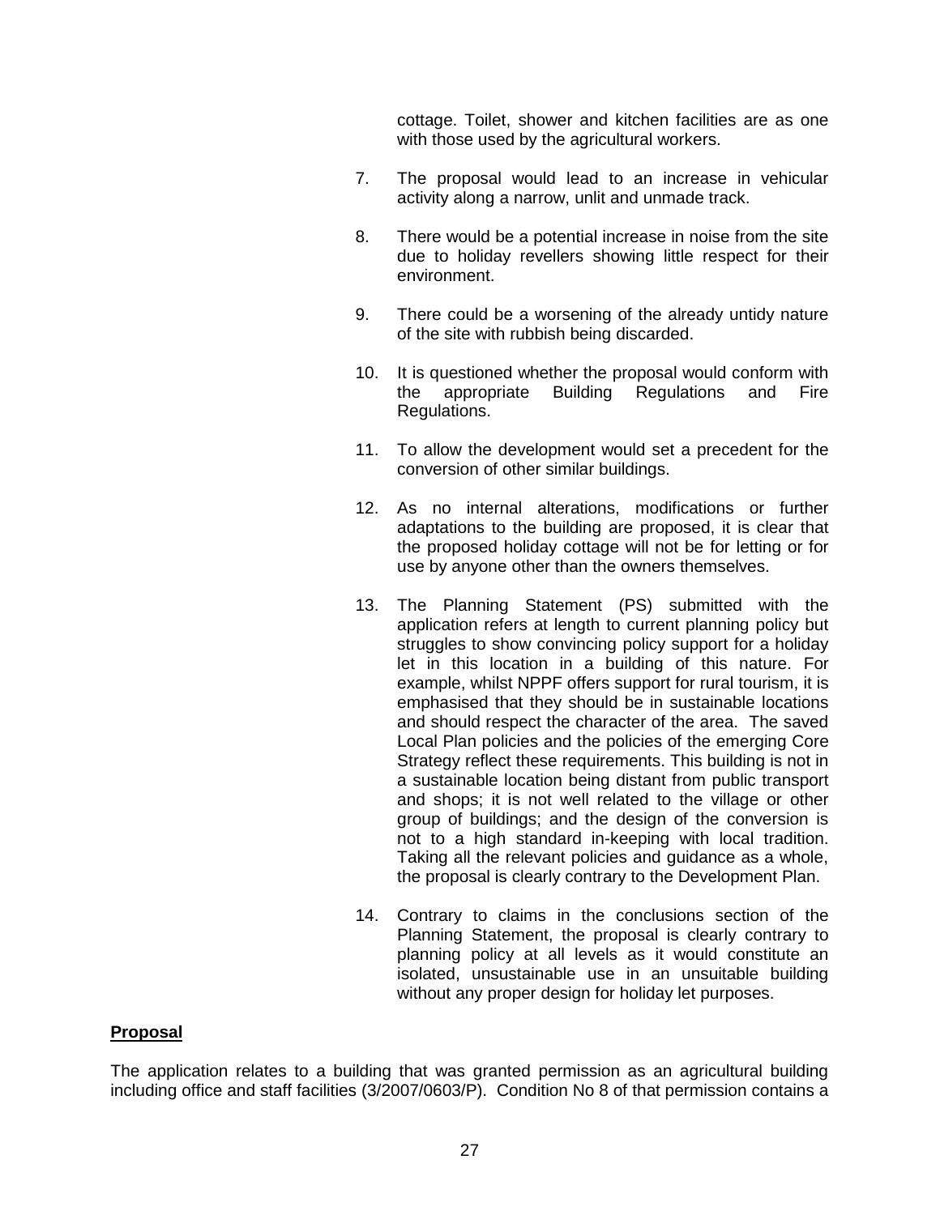cottage. Toilet, shower and kitchen facilities are as one with those used by the agricultural workers.

7. The proposal would lead to an increase in vehicular activity along a narrow, unlit and unmade track.

8. There would be a potential increase in noise from the site due to holiday revellers showing little respect for their environment.

9. There could be a worsening of the already untidy nature of the site with rubbish being discarded.

10. It is questioned whether the proposal would conform with the appropriate Building Regulations and Fire Regulations.

11. To allow the development would set a precedent for the conversion of other similar buildings.

12. As no internal alterations, modifications or further adaptations to the building are proposed, it is clear that the proposed holiday cottage will not be for letting or for use by anyone other than the owners themselves.

13. The Planning Statement (PS) submitted with the application refers at length to current planning policy but struggles to show convincing policy support for a holiday let in this location in a building of this nature. For example, whilst NPPF offers support for rural tourism, it is emphasised that they should be in sustainable locations and should respect the character of the area. The saved Local Plan policies and the policies of the emerging Core Strategy reflect these requirements. This building is not in a sustainable location being distant from public transport and shops; it is not well related to the village or other group of buildings; and the design of the conversion is not to a high standard in-keeping with local tradition. Taking all the relevant policies and guidance as a whole, the proposal is clearly contrary to the Development Plan.

14. Contrary to claims in the conclusions section of the Planning Statement, the proposal is clearly contrary to planning policy at all levels as it would constitute an isolated, unsustainable use in an unsuitable building without any proper design for holiday let purposes.

**Proposal**

The application relates to a building that was granted permission as an agricultural building including office and staff facilities (3/2007/0603/P). Condition No 8 of that permission contains a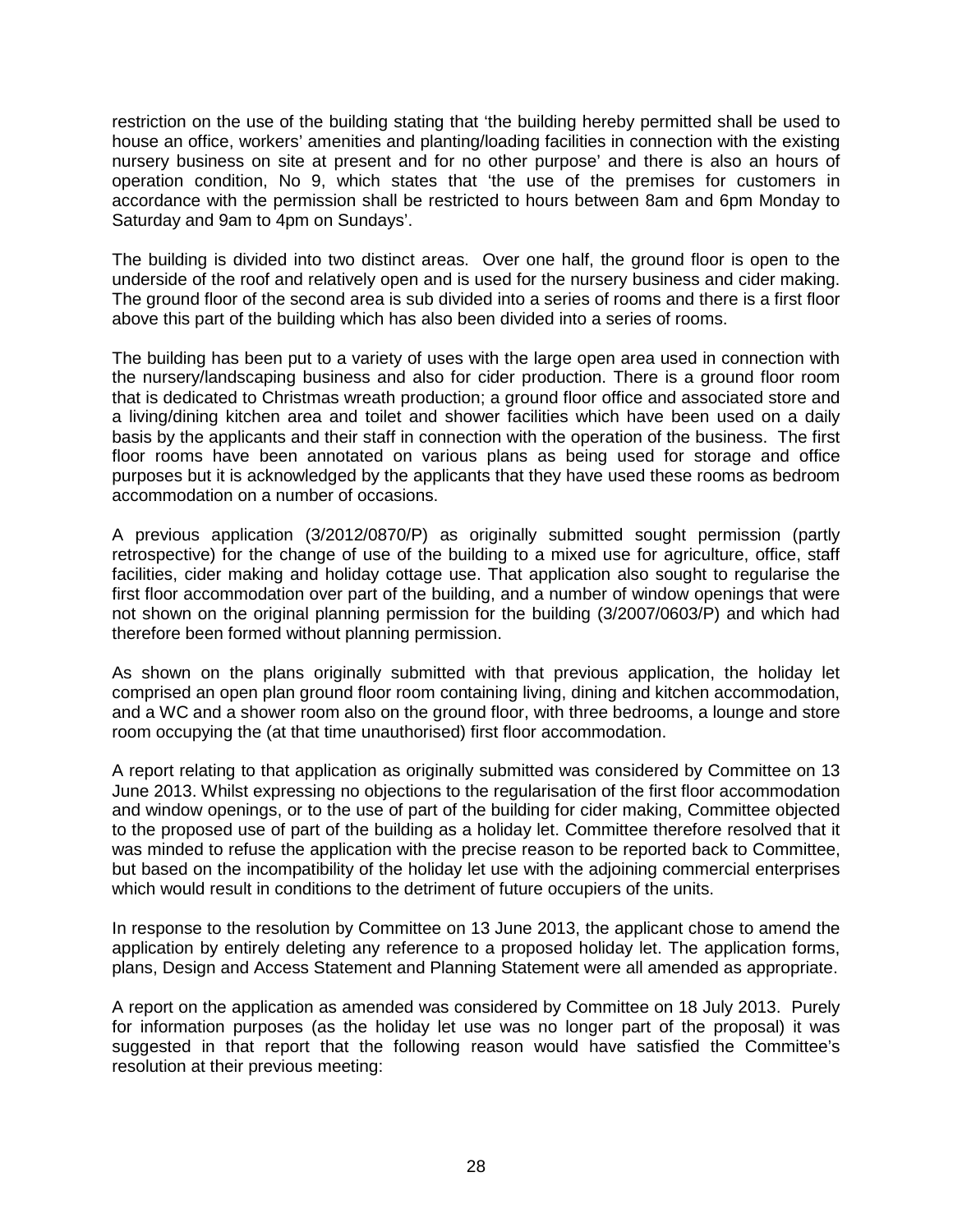restriction on the use of the building stating that 'the building hereby permitted shall be used to house an office, workers' amenities and planting/loading facilities in connection with the existing nursery business on site at present and for no other purpose' and there is also an hours of operation condition, No 9, which states that 'the use of the premises for customers in accordance with the permission shall be restricted to hours between 8am and 6pm Monday to Saturday and 9am to 4pm on Sundays'.

The building is divided into two distinct areas. Over one half, the ground floor is open to the underside of the roof and relatively open and is used for the nursery business and cider making. The ground floor of the second area is sub divided into a series of rooms and there is a first floor above this part of the building which has also been divided into a series of rooms.

The building has been put to a variety of uses with the large open area used in connection with the nursery/landscaping business and also for cider production. There is a ground floor room that is dedicated to Christmas wreath production; a ground floor office and associated store and a living/dining kitchen area and toilet and shower facilities which have been used on a daily basis by the applicants and their staff in connection with the operation of the business. The first floor rooms have been annotated on various plans as being used for storage and office purposes but it is acknowledged by the applicants that they have used these rooms as bedroom accommodation on a number of occasions.

A previous application (3/2012/0870/P) as originally submitted sought permission (partly retrospective) for the change of use of the building to a mixed use for agriculture, office, staff facilities, cider making and holiday cottage use. That application also sought to regularise the first floor accommodation over part of the building, and a number of window openings that were not shown on the original planning permission for the building (3/2007/0603/P) and which had therefore been formed without planning permission.

As shown on the plans originally submitted with that previous application, the holiday let comprised an open plan ground floor room containing living, dining and kitchen accommodation, and a WC and a shower room also on the ground floor, with three bedrooms, a lounge and store room occupying the (at that time unauthorised) first floor accommodation.

A report relating to that application as originally submitted was considered by Committee on 13 June 2013. Whilst expressing no objections to the regularisation of the first floor accommodation and window openings, or to the use of part of the building for cider making, Committee objected to the proposed use of part of the building as a holiday let. Committee therefore resolved that it was minded to refuse the application with the precise reason to be reported back to Committee, but based on the incompatibility of the holiday let use with the adjoining commercial enterprises which would result in conditions to the detriment of future occupiers of the units.

In response to the resolution by Committee on 13 June 2013, the applicant chose to amend the application by entirely deleting any reference to a proposed holiday let. The application forms, plans, Design and Access Statement and Planning Statement were all amended as appropriate.

A report on the application as amended was considered by Committee on 18 July 2013. Purely for information purposes (as the holiday let use was no longer part of the proposal) it was suggested in that report that the following reason would have satisfied the Committee's resolution at their previous meeting: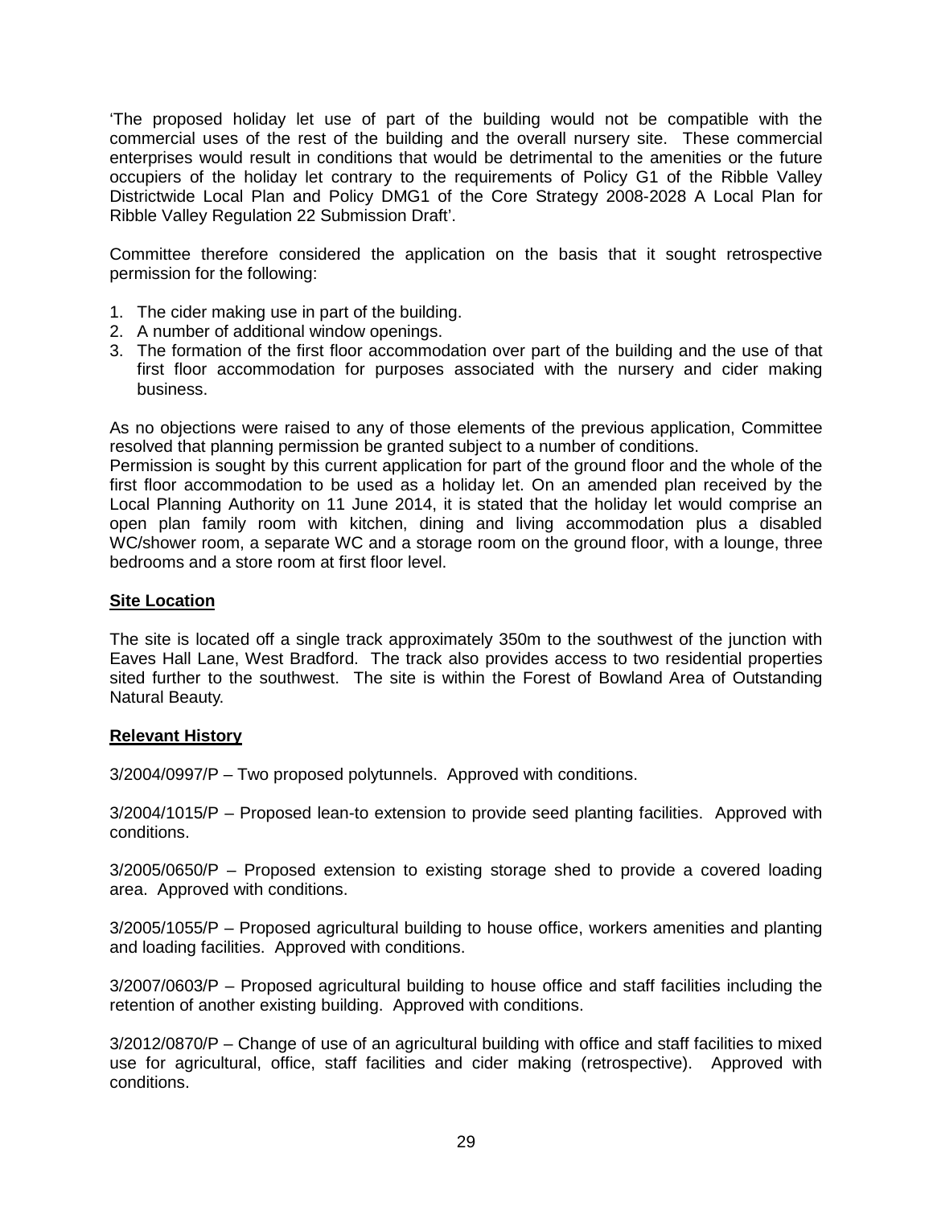'The proposed holiday let use of part of the building would not be compatible with the commercial uses of the rest of the building and the overall nursery site. These commercial enterprises would result in conditions that would be detrimental to the amenities or the future occupiers of the holiday let contrary to the requirements of Policy G1 of the Ribble Valley Districtwide Local Plan and Policy DMG1 of the Core Strategy 2008-2028 A Local Plan for Ribble Valley Regulation 22 Submission Draft'.

Committee therefore considered the application on the basis that it sought retrospective permission for the following:

1. The cider making use in part of the building.
2. A number of additional window openings.
3. The formation of the first floor accommodation over part of the building and the use of that first floor accommodation for purposes associated with the nursery and cider making business.

As no objections were raised to any of those elements of the previous application, Committee resolved that planning permission be granted subject to a number of conditions.
Permission is sought by this current application for part of the ground floor and the whole of the first floor accommodation to be used as a holiday let. On an amended plan received by the Local Planning Authority on 11 June 2014, it is stated that the holiday let would comprise an open plan family room with kitchen, dining and living accommodation plus a disabled WC/shower room, a separate WC and a storage room on the ground floor, with a lounge, three bedrooms and a store room at first floor level.

**Site Location**

The site is located off a single track approximately 350m to the southwest of the junction with Eaves Hall Lane, West Bradford. The track also provides access to two residential properties sited further to the southwest. The site is within the Forest of Bowland Area of Outstanding Natural Beauty.

**Relevant History**

3/2004/0997/P – Two proposed polytunnels. Approved with conditions.

3/2004/1015/P – Proposed lean-to extension to provide seed planting facilities. Approved with conditions.

3/2005/0650/P – Proposed extension to existing storage shed to provide a covered loading area. Approved with conditions.

3/2005/1055/P – Proposed agricultural building to house office, workers amenities and planting and loading facilities. Approved with conditions.

3/2007/0603/P – Proposed agricultural building to house office and staff facilities including the retention of another existing building. Approved with conditions.

3/2012/0870/P – Change of use of an agricultural building with office and staff facilities to mixed use for agricultural, office, staff facilities and cider making (retrospective). Approved with conditions.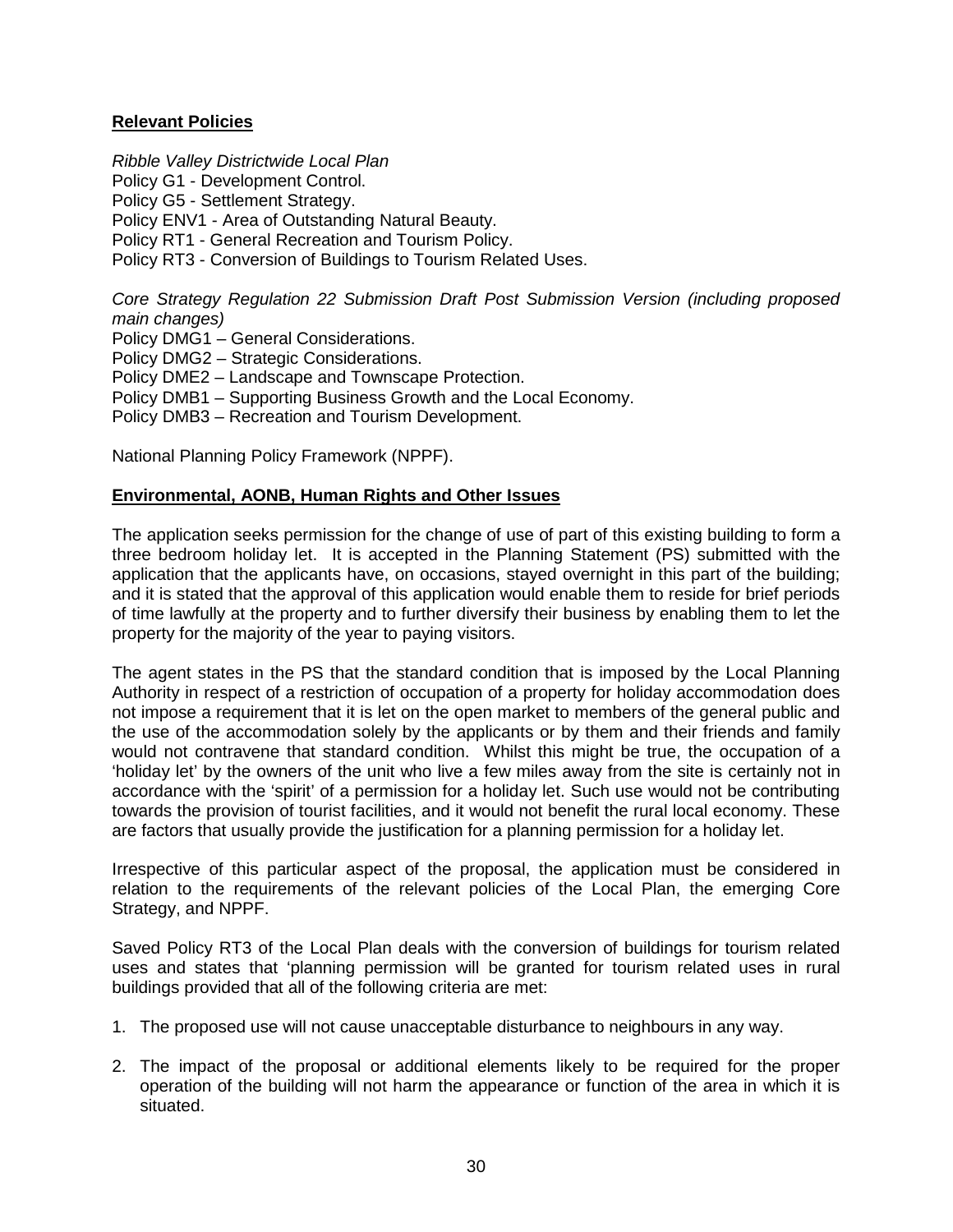**Relevant Policies**

*Ribble Valley Districtwide Local Plan*
Policy G1 - Development Control.
Policy G5 - Settlement Strategy.
Policy ENV1 - Area of Outstanding Natural Beauty.
Policy RT1 - General Recreation and Tourism Policy.
Policy RT3 - Conversion of Buildings to Tourism Related Uses.

*Core Strategy Regulation 22 Submission Draft Post Submission Version (including proposed main changes)*
Policy DMG1 – General Considerations.
Policy DMG2 – Strategic Considerations.
Policy DME2 – Landscape and Townscape Protection.
Policy DMB1 – Supporting Business Growth and the Local Economy.
Policy DMB3 – Recreation and Tourism Development.

National Planning Policy Framework (NPPF).

**Environmental, AONB, Human Rights and Other Issues**

The application seeks permission for the change of use of part of this existing building to form a three bedroom holiday let. It is accepted in the Planning Statement (PS) submitted with the application that the applicants have, on occasions, stayed overnight in this part of the building; and it is stated that the approval of this application would enable them to reside for brief periods of time lawfully at the property and to further diversify their business by enabling them to let the property for the majority of the year to paying visitors.

The agent states in the PS that the standard condition that is imposed by the Local Planning Authority in respect of a restriction of occupation of a property for holiday accommodation does not impose a requirement that it is let on the open market to members of the general public and the use of the accommodation solely by the applicants or by them and their friends and family would not contravene that standard condition. Whilst this might be true, the occupation of a 'holiday let' by the owners of the unit who live a few miles away from the site is certainly not in accordance with the 'spirit' of a permission for a holiday let. Such use would not be contributing towards the provision of tourist facilities, and it would not benefit the rural local economy. These are factors that usually provide the justification for a planning permission for a holiday let.

Irrespective of this particular aspect of the proposal, the application must be considered in relation to the requirements of the relevant policies of the Local Plan, the emerging Core Strategy, and NPPF.

Saved Policy RT3 of the Local Plan deals with the conversion of buildings for tourism related uses and states that 'planning permission will be granted for tourism related uses in rural buildings provided that all of the following criteria are met:

1. The proposed use will not cause unacceptable disturbance to neighbours in any way.

2. The impact of the proposal or additional elements likely to be required for the proper operation of the building will not harm the appearance or function of the area in which it is situated.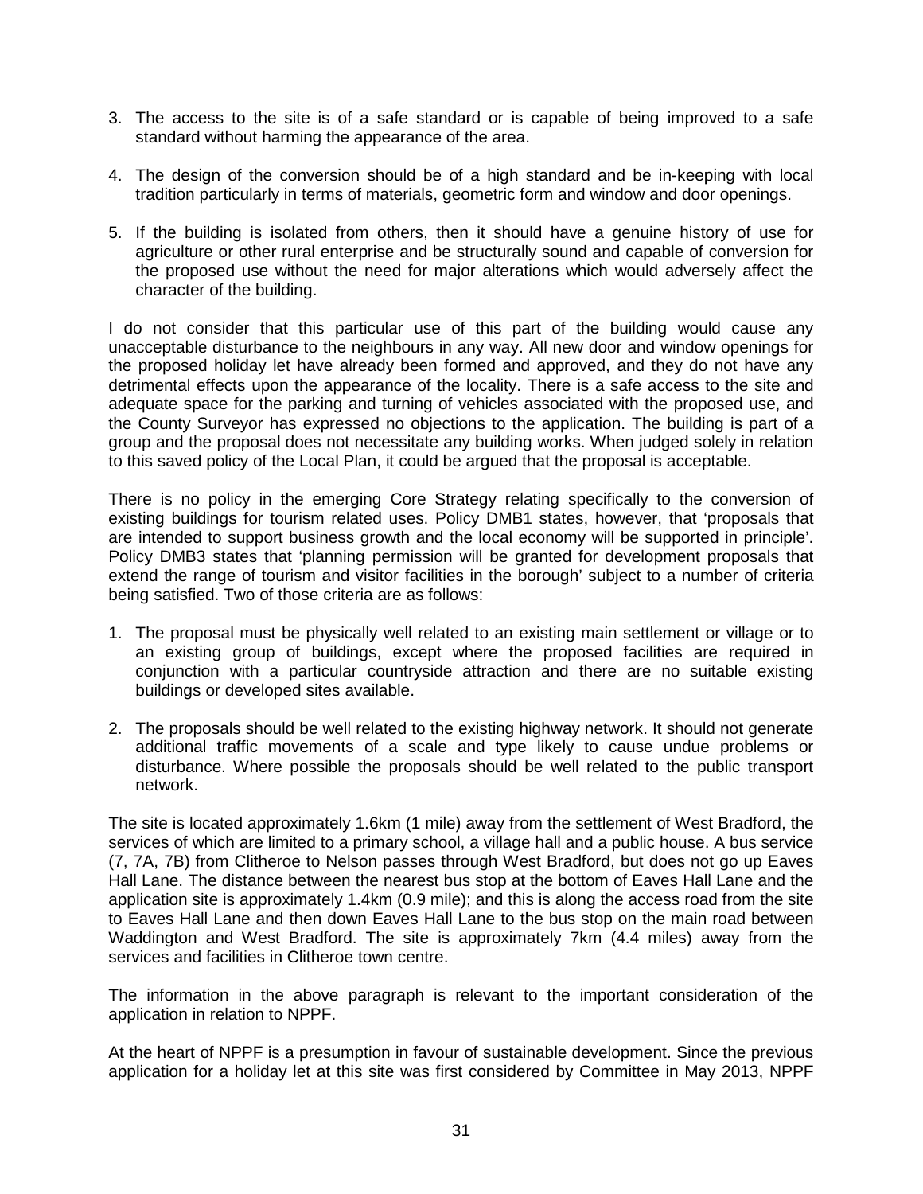3. The access to the site is of a safe standard or is capable of being improved to a safe standard without harming the appearance of the area.

4. The design of the conversion should be of a high standard and be in-keeping with local tradition particularly in terms of materials, geometric form and window and door openings.

5. If the building is isolated from others, then it should have a genuine history of use for agriculture or other rural enterprise and be structurally sound and capable of conversion for the proposed use without the need for major alterations which would adversely affect the character of the building.

I do not consider that this particular use of this part of the building would cause any unacceptable disturbance to the neighbours in any way. All new door and window openings for the proposed holiday let have already been formed and approved, and they do not have any detrimental effects upon the appearance of the locality. There is a safe access to the site and adequate space for the parking and turning of vehicles associated with the proposed use, and the County Surveyor has expressed no objections to the application. The building is part of a group and the proposal does not necessitate any building works. When judged solely in relation to this saved policy of the Local Plan, it could be argued that the proposal is acceptable.

There is no policy in the emerging Core Strategy relating specifically to the conversion of existing buildings for tourism related uses. Policy DMB1 states, however, that 'proposals that are intended to support business growth and the local economy will be supported in principle'. Policy DMB3 states that 'planning permission will be granted for development proposals that extend the range of tourism and visitor facilities in the borough' subject to a number of criteria being satisfied. Two of those criteria are as follows:

1. The proposal must be physically well related to an existing main settlement or village or to an existing group of buildings, except where the proposed facilities are required in conjunction with a particular countryside attraction and there are no suitable existing buildings or developed sites available.

2. The proposals should be well related to the existing highway network. It should not generate additional traffic movements of a scale and type likely to cause undue problems or disturbance. Where possible the proposals should be well related to the public transport network.

The site is located approximately 1.6km (1 mile) away from the settlement of West Bradford, the services of which are limited to a primary school, a village hall and a public house. A bus service (7, 7A, 7B) from Clitheroe to Nelson passes through West Bradford, but does not go up Eaves Hall Lane. The distance between the nearest bus stop at the bottom of Eaves Hall Lane and the application site is approximately 1.4km (0.9 mile); and this is along the access road from the site to Eaves Hall Lane and then down Eaves Hall Lane to the bus stop on the main road between Waddington and West Bradford. The site is approximately 7km (4.4 miles) away from the services and facilities in Clitheroe town centre.

The information in the above paragraph is relevant to the important consideration of the application in relation to NPPF.

At the heart of NPPF is a presumption in favour of sustainable development. Since the previous application for a holiday let at this site was first considered by Committee in May 2013, NPPF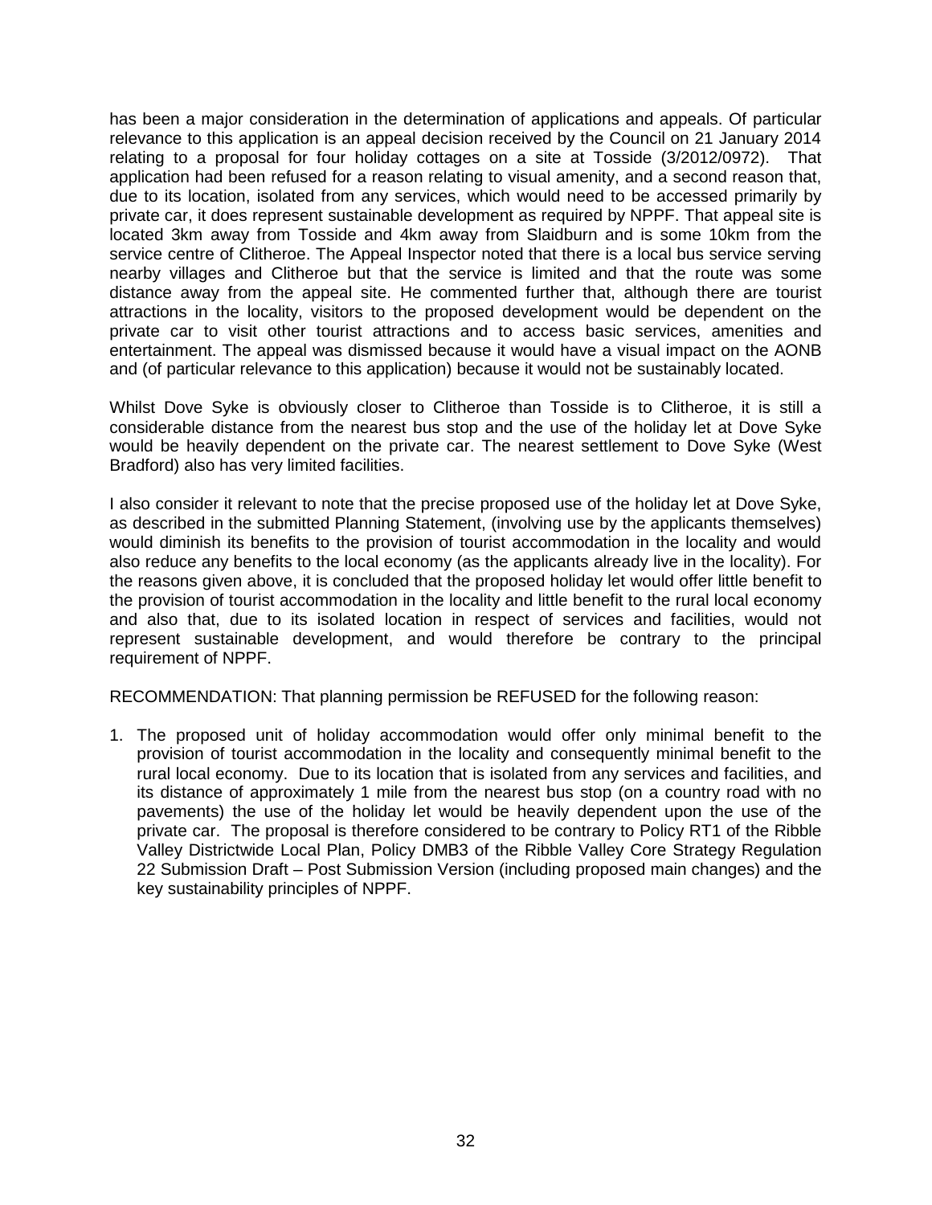has been a major consideration in the determination of applications and appeals. Of particular relevance to this application is an appeal decision received by the Council on 21 January 2014 relating to a proposal for four holiday cottages on a site at Tosside (3/2012/0972). That application had been refused for a reason relating to visual amenity, and a second reason that, due to its location, isolated from any services, which would need to be accessed primarily by private car, it does represent sustainable development as required by NPPF. That appeal site is located 3km away from Tosside and 4km away from Slaidburn and is some 10km from the service centre of Clitheroe. The Appeal Inspector noted that there is a local bus service serving nearby villages and Clitheroe but that the service is limited and that the route was some distance away from the appeal site. He commented further that, although there are tourist attractions in the locality, visitors to the proposed development would be dependent on the private car to visit other tourist attractions and to access basic services, amenities and entertainment. The appeal was dismissed because it would have a visual impact on the AONB and (of particular relevance to this application) because it would not be sustainably located.

Whilst Dove Syke is obviously closer to Clitheroe than Tosside is to Clitheroe, it is still a considerable distance from the nearest bus stop and the use of the holiday let at Dove Syke would be heavily dependent on the private car. The nearest settlement to Dove Syke (West Bradford) also has very limited facilities.

I also consider it relevant to note that the precise proposed use of the holiday let at Dove Syke, as described in the submitted Planning Statement, (involving use by the applicants themselves) would diminish its benefits to the provision of tourist accommodation in the locality and would also reduce any benefits to the local economy (as the applicants already live in the locality). For the reasons given above, it is concluded that the proposed holiday let would offer little benefit to the provision of tourist accommodation in the locality and little benefit to the rural local economy and also that, due to its isolated location in respect of services and facilities, would not represent sustainable development, and would therefore be contrary to the principal requirement of NPPF.

RECOMMENDATION: That planning permission be REFUSED for the following reason:

1. The proposed unit of holiday accommodation would offer only minimal benefit to the provision of tourist accommodation in the locality and consequently minimal benefit to the rural local economy. Due to its location that is isolated from any services and facilities, and its distance of approximately 1 mile from the nearest bus stop (on a country road with no pavements) the use of the holiday let would be heavily dependent upon the use of the private car. The proposal is therefore considered to be contrary to Policy RT1 of the Ribble Valley Districtwide Local Plan, Policy DMB3 of the Ribble Valley Core Strategy Regulation 22 Submission Draft – Post Submission Version (including proposed main changes) and the key sustainability principles of NPPF.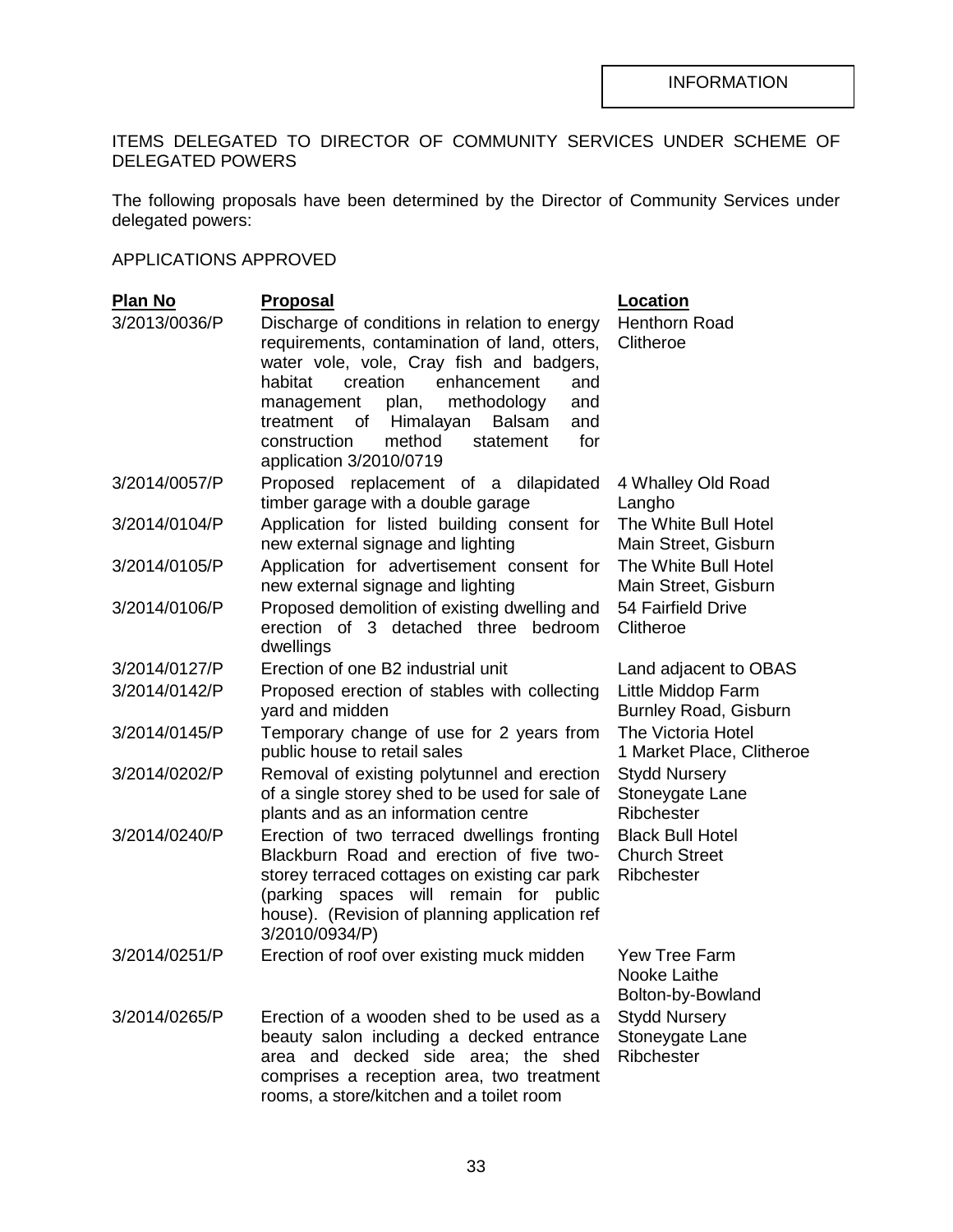INFORMATION

ITEMS DELEGATED TO DIRECTOR OF COMMUNITY SERVICES UNDER SCHEME OF DELEGATED POWERS

The following proposals have been determined by the Director of Community Services under delegated powers:

APPLICATIONS APPROVED

| Plan No | Proposal | Location |
|---|---|---|
| 3/2013/0036/P | Discharge of conditions in relation to energy requirements, contamination of land, otters, water vole, vole, Cray fish and badgers, habitat creation enhancement and management plan, methodology and treatment of Himalayan Balsam and construction method statement for application 3/2010/0719 | Henthorn Road Clitheroe |
| 3/2014/0057/P | Proposed replacement of a dilapidated timber garage with a double garage | 4 Whalley Old Road Langho |
| 3/2014/0104/P | Application for listed building consent for new external signage and lighting | The White Bull Hotel Main Street, Gisburn |
| 3/2014/0105/P | Application for advertisement consent for new external signage and lighting | The White Bull Hotel Main Street, Gisburn |
| 3/2014/0106/P | Proposed demolition of existing dwelling and erection of 3 detached three bedroom dwellings | 54 Fairfield Drive Clitheroe |
| 3/2014/0127/P | Erection of one B2 industrial unit | Land adjacent to OBAS |
| 3/2014/0142/P | Proposed erection of stables with collecting yard and midden | Little Middop Farm Burnley Road, Gisburn |
| 3/2014/0145/P | Temporary change of use for 2 years from public house to retail sales | The Victoria Hotel 1 Market Place, Clitheroe |
| 3/2014/0202/P | Removal of existing polytunnel and erection of a single storey shed to be used for sale of plants and as an information centre | Stydd Nursery Stoneygate Lane Ribchester |
| 3/2014/0240/P | Erection of two terraced dwellings fronting Blackburn Road and erection of five two-storey terraced cottages on existing car park (parking spaces will remain for public house). (Revision of planning application ref 3/2010/0934/P) | Black Bull Hotel Church Street Ribchester |
| 3/2014/0251/P | Erection of roof over existing muck midden | Yew Tree Farm Nooke Laithe Bolton-by-Bowland |
| 3/2014/0265/P | Erection of a wooden shed to be used as a beauty salon including a decked entrance area and decked side area; the shed comprises a reception area, two treatment rooms, a store/kitchen and a toilet room | Stydd Nursery Stoneygate Lane Ribchester |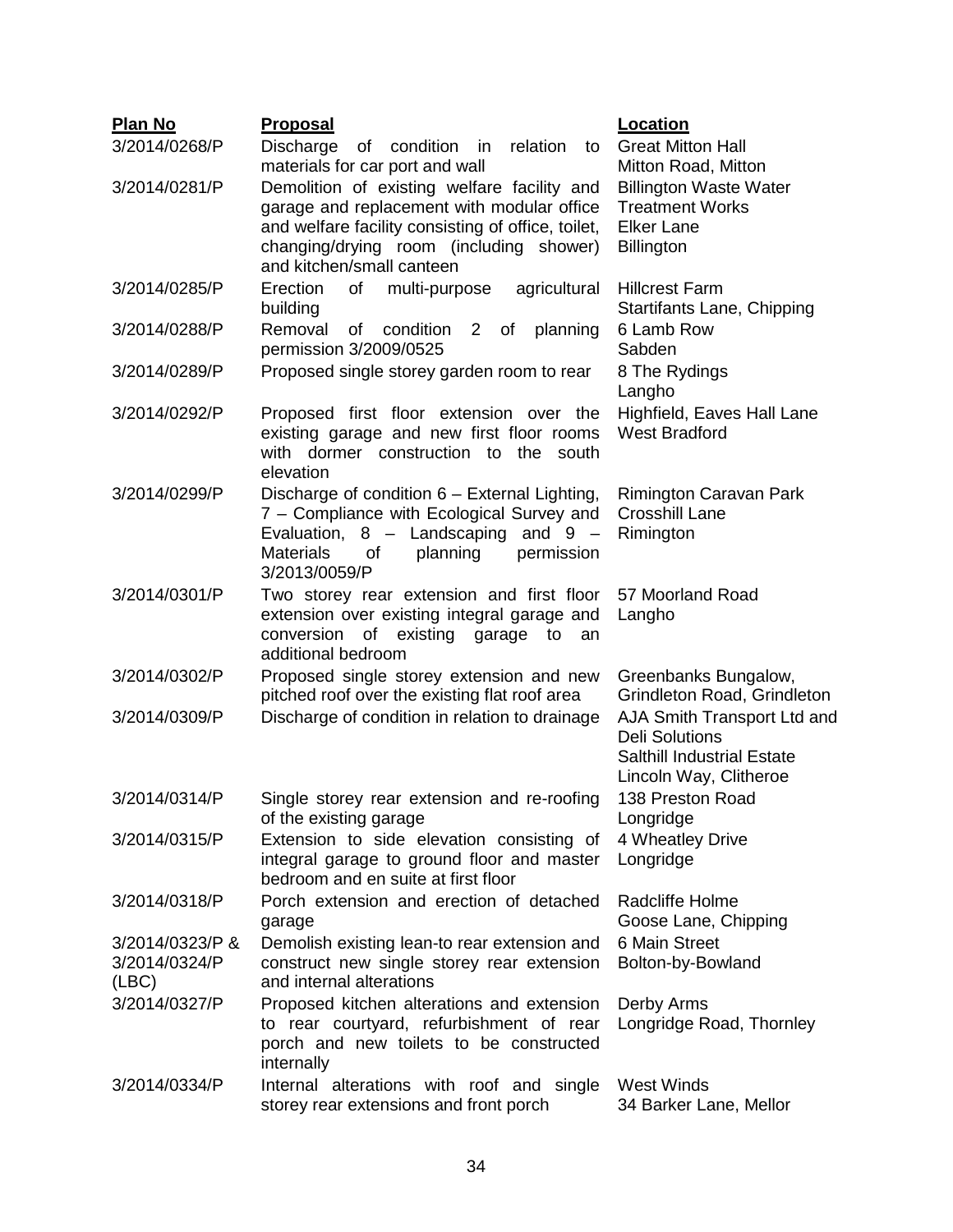| **Plan No** | **Proposal** | **Location** |
|---|---|---|
| 3/2014/0268/P | Discharge of condition in relation to materials for car port and wall | Great Mitton Hall Mitton Road, Mitton |
| 3/2014/0281/P | Demolition of existing welfare facility and garage and replacement with modular office and welfare facility consisting of office, toilet, changing/drying room (including shower) and kitchen/small canteen | Billington Waste Water Treatment Works Elker Lane Billington |
| 3/2014/0285/P | Erection of multi-purpose agricultural building | Hillcrest Farm Startifants Lane, Chipping |
| 3/2014/0288/P | Removal of condition 2 of planning permission 3/2009/0525 | 6 Lamb Row Sabden |
| 3/2014/0289/P | Proposed single storey garden room to rear | 8 The Rydings Langho |
| 3/2014/0292/P | Proposed first floor extension over the existing garage and new first floor rooms with dormer construction to the south elevation | Highfield, Eaves Hall Lane West Bradford |
| 3/2014/0299/P | Discharge of condition 6 – External Lighting, 7 – Compliance with Ecological Survey and Evaluation, 8 – Landscaping and 9 – Materials of planning permission 3/2013/0059/P | Rimington Caravan Park Crosshill Lane Rimington |
| 3/2014/0301/P | Two storey rear extension and first floor extension over existing integral garage and conversion of existing garage to an additional bedroom | 57 Moorland Road Langho |
| 3/2014/0302/P | Proposed single storey extension and new pitched roof over the existing flat roof area | Greenbanks Bungalow, Grindleton Road, Grindleton |
| 3/2014/0309/P | Discharge of condition in relation to drainage | AJA Smith Transport Ltd and Deli Solutions Salthill Industrial Estate Lincoln Way, Clitheroe |
| 3/2014/0314/P | Single storey rear extension and re-roofing of the existing garage | 138 Preston Road Longridge |
| 3/2014/0315/P | Extension to side elevation consisting of integral garage to ground floor and master bedroom and en suite at first floor | 4 Wheatley Drive Longridge |
| 3/2014/0318/P | Porch extension and erection of detached garage | Radcliffe Holme Goose Lane, Chipping |
| 3/2014/0323/P & 3/2014/0324/P (LBC) | Demolish existing lean-to rear extension and construct new single storey rear extension and internal alterations | 6 Main Street Bolton-by-Bowland |
| 3/2014/0327/P | Proposed kitchen alterations and extension to rear courtyard, refurbishment of rear porch and new toilets to be constructed internally | Derby Arms Longridge Road, Thornley |
| 3/2014/0334/P | Internal alterations with roof and single storey rear extensions and front porch | West Winds 34 Barker Lane, Mellor |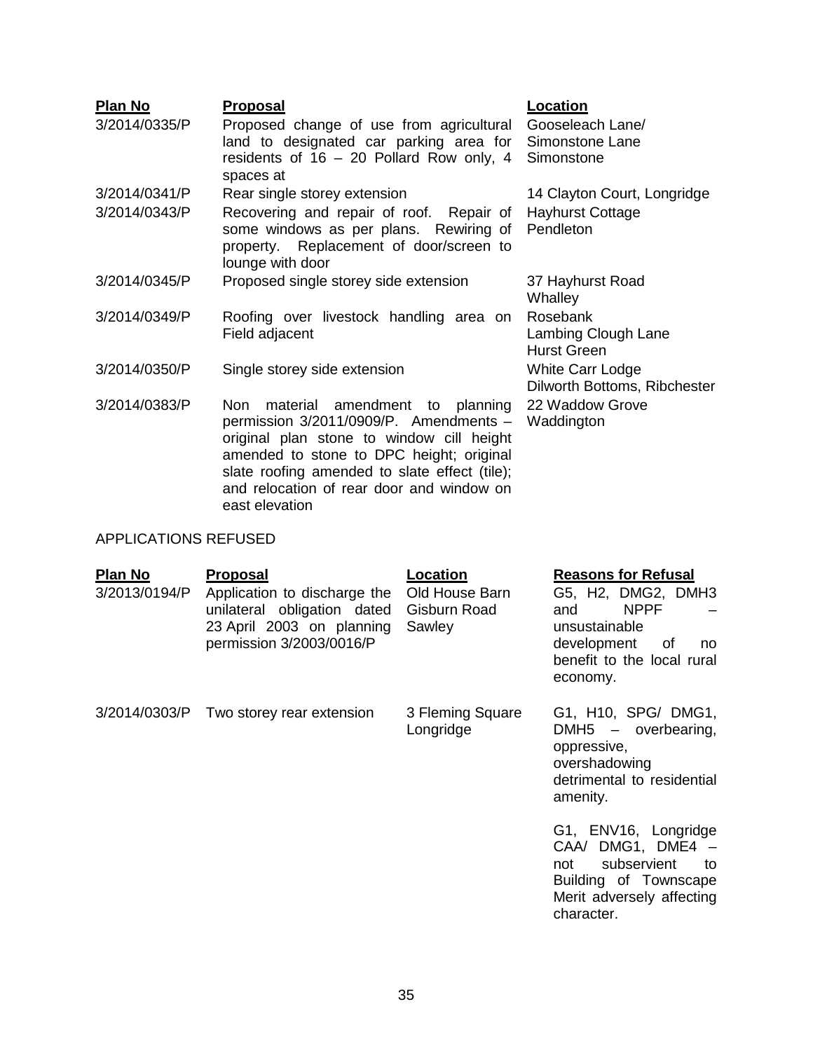| Plan No | Proposal | Location |
|---|---|---|
| 3/2014/0335/P | Proposed change of use from agricultural land to designated car parking area for residents of 16 – 20 Pollard Row only, 4 spaces at | Gooseleach Lane/ Simonstone Lane Simonstone |
| 3/2014/0341/P | Rear single storey extension | 14 Clayton Court, Longridge |
| 3/2014/0343/P | Recovering and repair of roof. Repair of some windows as per plans. Rewiring of property. Replacement of door/screen to lounge with door | Hayhurst Cottage Pendleton |
| 3/2014/0345/P | Proposed single storey side extension | 37 Hayhurst Road Whalley |
| 3/2014/0349/P | Roofing over livestock handling area on Field adjacent | Rosebank Lambing Clough Lane Hurst Green |
| 3/2014/0350/P | Single storey side extension | White Carr Lodge Dilworth Bottoms, Ribchester |
| 3/2014/0383/P | Non material amendment to planning permission 3/2011/0909/P. Amendments – original plan stone to window cill height amended to stone to DPC height; original slate roofing amended to slate effect (tile); and relocation of rear door and window on east elevation | 22 Waddow Grove Waddington |

APPLICATIONS REFUSED

| Plan No | Proposal | Location | Reasons for Refusal |
|---|---|---|---|
| 3/2013/0194/P | Application to discharge the unilateral obligation dated 23 April 2003 on planning permission 3/2003/0016/P | Old House Barn Gisburn Road Sawley | G5, H2, DMG2, DMH3 and NPPF – unsustainable development of no benefit to the local rural economy. |
| 3/2014/0303/P | Two storey rear extension | 3 Fleming Square Longridge | G1, H10, SPG/ DMG1, DMH5 – overbearing, oppressive, overshadowing detrimental to residential amenity.<br><br>G1, ENV16, Longridge CAA/ DMG1, DME4 – not subservient to Building of Townscape Merit adversely affecting character. |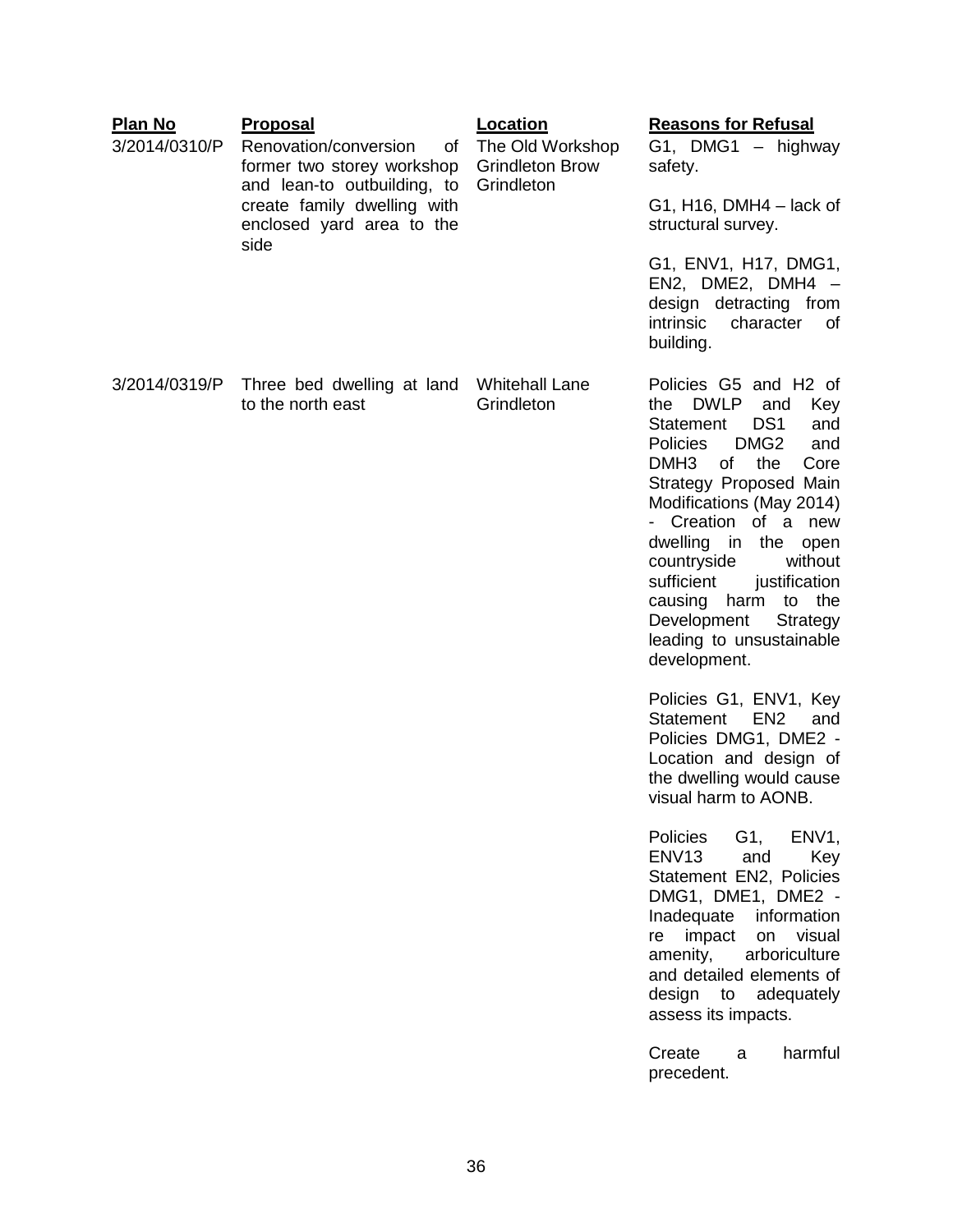| Plan No | Proposal | Location | Reasons for Refusal |
|---|---|---|---|
| 3/2014/0310/P | Renovation/conversion of former two storey workshop and lean-to outbuilding, to create family dwelling with enclosed yard area to the side | The Old Workshop Grindleton Brow Grindleton | G1, DMG1 – highway safety.<br><br>G1, H16, DMH4 – lack of structural survey.<br><br>G1, ENV1, H17, DMG1, EN2, DME2, DMH4 – design detracting from intrinsic character of building. |
| 3/2014/0319/P | Three bed dwelling at land to the north east | Whitehall Lane Grindleton | Policies G5 and H2 of the DWLP and Key Statement DS1 and Policies DMG2 and DMH3 of the Core Strategy Proposed Main Modifications (May 2014) - Creation of a new dwelling in the open countryside without sufficient justification causing harm to the Development Strategy leading to unsustainable development.<br><br>Policies G1, ENV1, Key Statement EN2 and Policies DMG1, DME2 - Location and design of the dwelling would cause visual harm to AONB.<br><br>Policies G1, ENV1, ENV13 and Key Statement EN2, Policies DMG1, DME1, DME2 - Inadequate information re impact on visual amenity, arboriculture and detailed elements of design to adequately assess its impacts.<br><br>Create a harmful precedent. |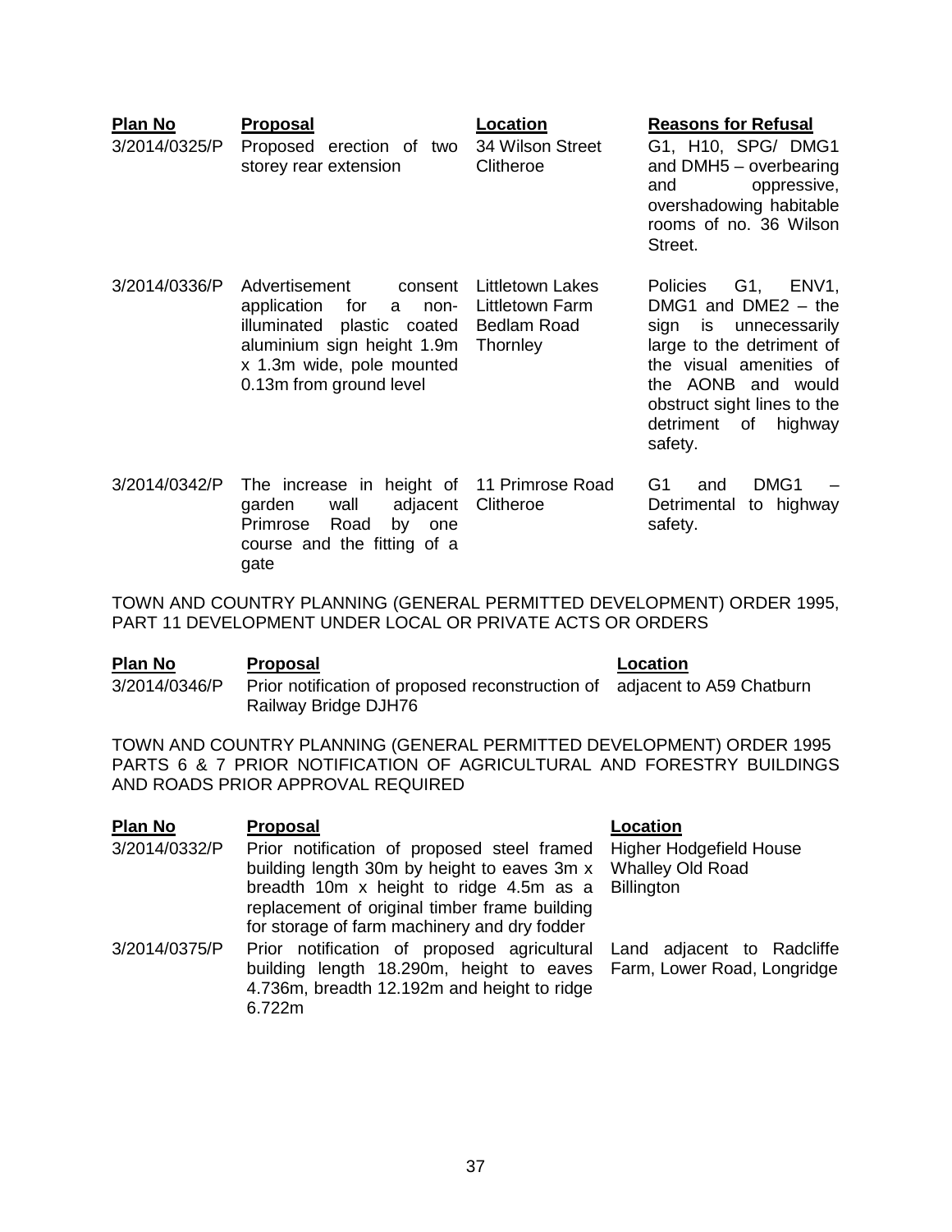| Plan No | Proposal | Location | Reasons for Refusal |
|---|---|---|---|
| 3/2014/0325/P | Proposed erection of two storey rear extension | 34 Wilson Street Clitheroe | G1, H10, SPG/ DMG1 and DMH5 – overbearing and oppressive, overshadowing habitable rooms of no. 36 Wilson Street. |
| 3/2014/0336/P | Advertisement consent application for a non-illuminated plastic coated aluminium sign height 1.9m x 1.3m wide, pole mounted 0.13m from ground level | Littletown Lakes Littletown Farm Bedlam Road Thornley | Policies G1, ENV1, DMG1 and DME2 – the sign is unnecessarily large to the detriment of the visual amenities of the AONB and would obstruct sight lines to the detriment of highway safety. |
| 3/2014/0342/P | The increase in height of garden wall adjacent Primrose Road by one course and the fitting of a gate | 11 Primrose Road Clitheroe | G1 and DMG1 – Detrimental to highway safety. |

TOWN AND COUNTRY PLANNING (GENERAL PERMITTED DEVELOPMENT) ORDER 1995, PART 11 DEVELOPMENT UNDER LOCAL OR PRIVATE ACTS OR ORDERS

| Plan No | Proposal | Location |
|---|---|---|
| 3/2014/0346/P | Prior notification of proposed reconstruction of Railway Bridge DJH76 | adjacent to A59 Chatburn |

TOWN AND COUNTRY PLANNING (GENERAL PERMITTED DEVELOPMENT) ORDER 1995 PARTS 6 & 7 PRIOR NOTIFICATION OF AGRICULTURAL AND FORESTRY BUILDINGS AND ROADS PRIOR APPROVAL REQUIRED

| Plan No | Proposal | Location |
|---|---|---|
| 3/2014/0332/P | Prior notification of proposed steel framed building length 30m by height to eaves 3m x breadth 10m x height to ridge 4.5m as a replacement of original timber frame building for storage of farm machinery and dry fodder | Higher Hodgefield House Whalley Old Road Billington |
| 3/2014/0375/P | Prior notification of proposed agricultural building length 18.290m, height to eaves 4.736m, breadth 12.192m and height to ridge 6.722m | Land adjacent to Radcliffe Farm, Lower Road, Longridge |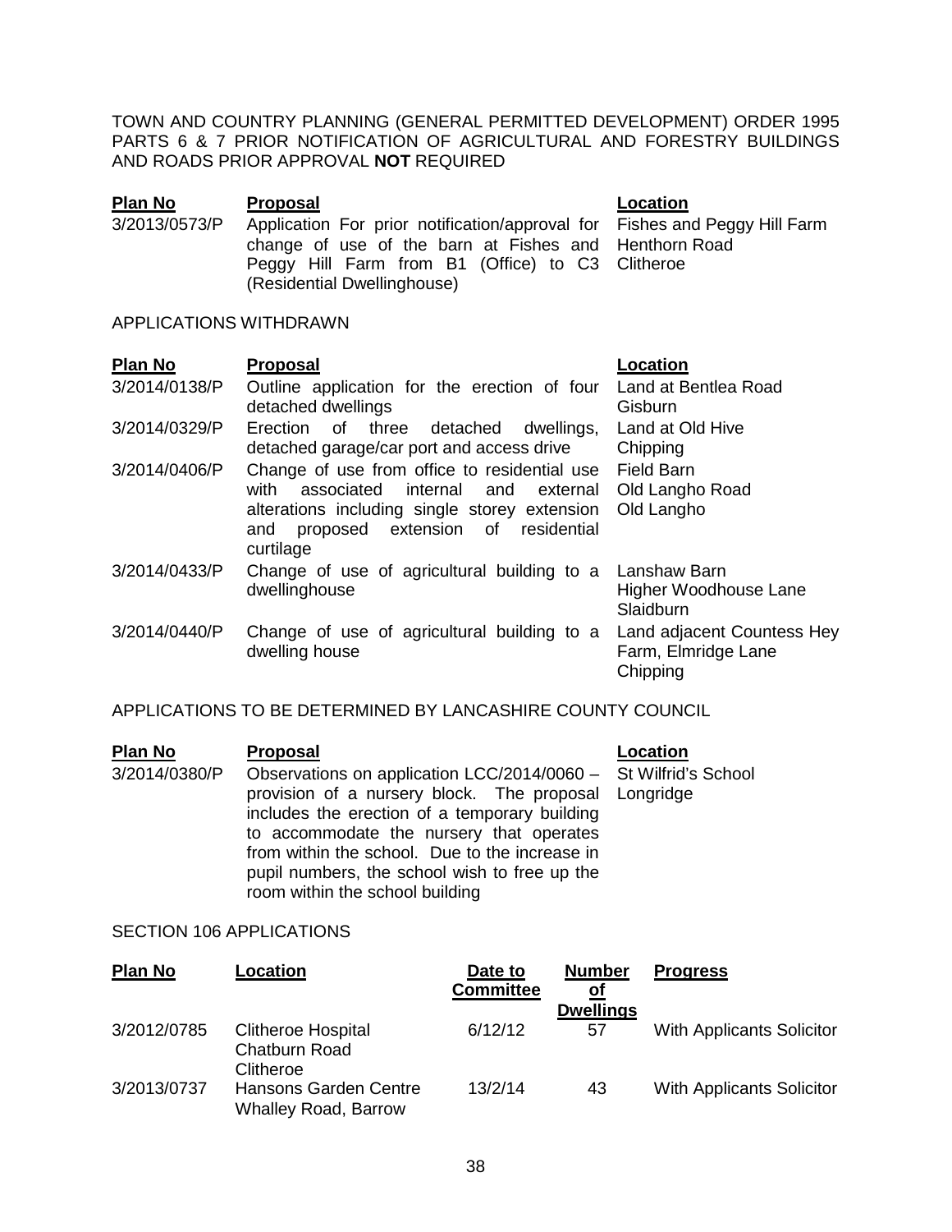TOWN AND COUNTRY PLANNING (GENERAL PERMITTED DEVELOPMENT) ORDER 1995 PARTS 6 & 7 PRIOR NOTIFICATION OF AGRICULTURAL AND FORESTRY BUILDINGS AND ROADS PRIOR APPROVAL **NOT** REQUIRED

| Plan No | Proposal | Location |
|---|---|---|
| 3/2013/0573/P | Application For prior notification/approval for change of use of the barn at Fishes and Peggy Hill Farm from B1 (Office) to C3 (Residential Dwellinghouse) | Fishes and Peggy Hill Farm Henthorn Road Clitheroe |

APPLICATIONS WITHDRAWN

| Plan No | Proposal | Location |
|---|---|---|
| 3/2014/0138/P | Outline application for the erection of four detached dwellings | Land at Bentlea Road Gisburn |
| 3/2014/0329/P | Erection of three detached dwellings, detached garage/car port and access drive | Land at Old Hive Chipping |
| 3/2014/0406/P | Change of use from office to residential use with associated internal and external alterations including single storey extension and proposed extension of residential curtilage | Field Barn Old Langho Road Old Langho |
| 3/2014/0433/P | Change of use of agricultural building to a dwellinghouse | Lanshaw Barn Higher Woodhouse Lane Slaidburn |
| 3/2014/0440/P | Change of use of agricultural building to a dwelling house | Land adjacent Countess Hey Farm, Elmridge Lane Chipping |

APPLICATIONS TO BE DETERMINED BY LANCASHIRE COUNTY COUNCIL

| Plan No | Proposal | Location |
|---|---|---|
| 3/2014/0380/P | Observations on application LCC/2014/0060 – provision of a nursery block. The proposal includes the erection of a temporary building to accommodate the nursery that operates from within the school. Due to the increase in pupil numbers, the school wish to free up the room within the school building | St Wilfrid's School Longridge |

SECTION 106 APPLICATIONS

| Plan No | Location | Date to Committee | Number of Dwellings | Progress |
|---|---|---|---|---|
| 3/2012/0785 | Clitheroe Hospital Chatburn Road Clitheroe | 6/12/12 | 57 | With Applicants Solicitor |
| 3/2013/0737 | Hansons Garden Centre Whalley Road, Barrow | 13/2/14 | 43 | With Applicants Solicitor |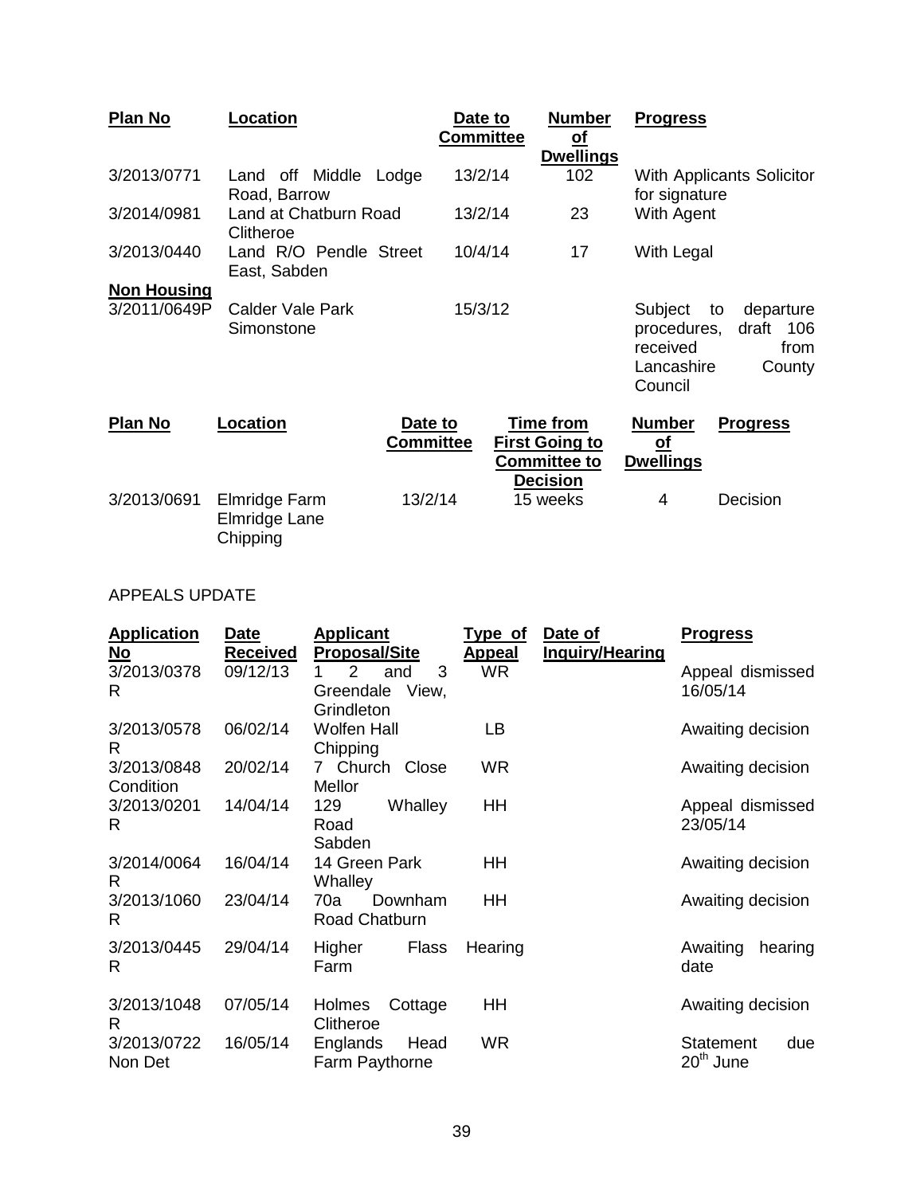| Plan No | Location | Date to Committee | Number of Dwellings | Progress |
|---|---|---|---|---|
| 3/2013/0771 | Land off Middle Lodge Road, Barrow | 13/2/14 | 102 | With Applicants Solicitor for signature |
| 3/2014/0981 | Land at Chatburn Road Clitheroe | 13/2/14 | 23 | With Agent |
| 3/2013/0440 | Land R/O Pendle Street East, Sabden | 10/4/14 | 17 | With Legal |
| **Non Housing** | | | | |
| 3/2011/0649P | Calder Vale Park Simonstone | 15/3/12 | | Subject to departure procedures, draft 106 received from Lancashire County Council |

| Plan No | Location | Date to Committee | Time from First Going to Committee to Decision | Number of Dwellings | Progress |
|---|---|---|---|---|---|
| 3/2013/0691 | Elmridge Farm Elmridge Lane Chipping | 13/2/14 | 15 weeks | 4 | Decision |

APPEALS UPDATE

| Application No | Date Received | Applicant Proposal/Site | Type of Appeal | Date of Inquiry/Hearing | Progress |
|---|---|---|---|---|---|
| 3/2013/0378 R | 09/12/13 | 1 2 and 3 Greendale View, Grindleton | WR | | Appeal dismissed 16/05/14 |
| 3/2013/0578 R | 06/02/14 | Wolfen Hall Chipping | LB | | Awaiting decision |
| 3/2013/0848 Condition | 20/02/14 | 7 Church Close Mellor | WR | | Awaiting decision |
| 3/2013/0201 R | 14/04/14 | 129 Whalley Road Sabden | HH | | Appeal dismissed 23/05/14 |
| 3/2014/0064 R | 16/04/14 | 14 Green Park Whalley | HH | | Awaiting decision |
| 3/2013/1060 R | 23/04/14 | 70a Downham Road Chatburn | HH | | Awaiting decision |
| 3/2013/0445 R | 29/04/14 | Higher Flass Farm | Hearing | | Awaiting hearing date |
| 3/2013/1048 R | 07/05/14 | Holmes Cottage Clitheroe | HH | | Awaiting decision |
| 3/2013/0722 Non Det | 16/05/14 | Englands Head Farm Paythorne | WR | | Statement due 20th June |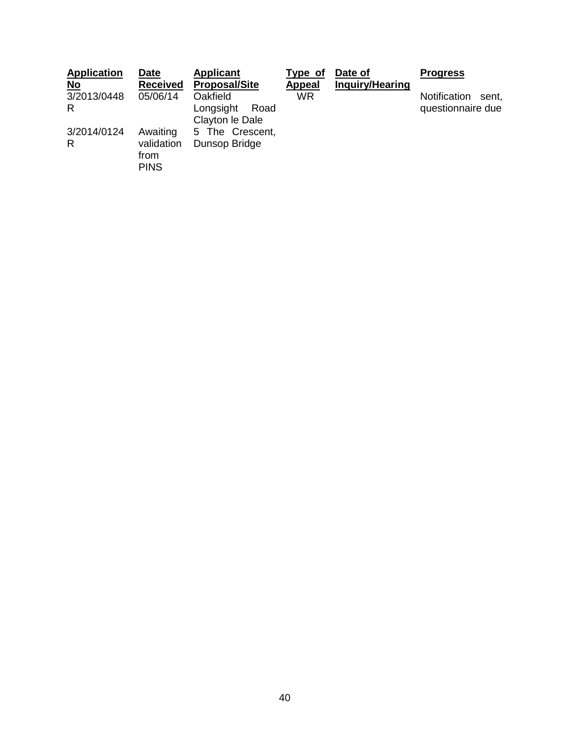| Application No | Date Received | Applicant Proposal/Site | Type of Appeal | Date of Inquiry/Hearing | Progress |
|---|---|---|---|---|---|
| 3/2013/0448R | 05/06/14 | Oakfield Longsight Road Clayton le Dale | WR | | Notification sent, questionnaire due |
| 3/2014/0124R | Awaiting validation from PINS | 5 The Crescent, Dunsop Bridge | | | |